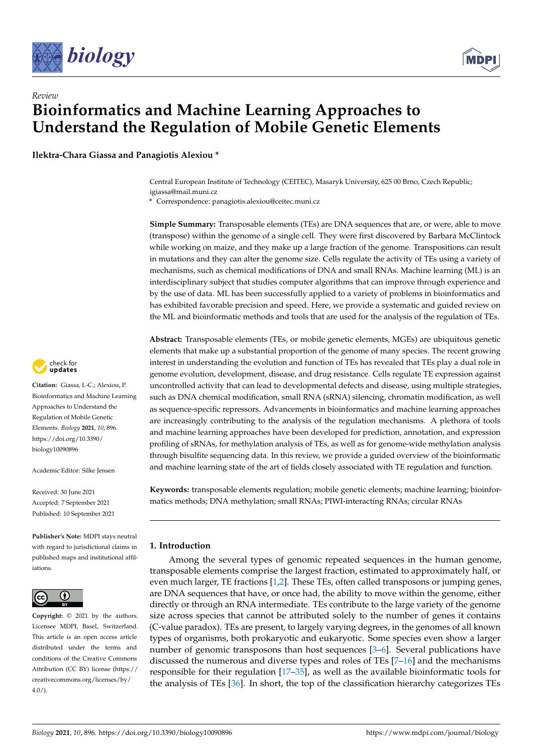*Review*

# Bioinformatics and Machine Learning Approaches to Understand the Regulation of Mobile Genetic Elements

**Ilektra-Chara Giassa and Panagiotis Alexiou ***

Central European Institute of Technology (CEITEC), Masaryk University, 625 00 Brno, Czech Republic; igiassa@mail.muni.cz

* Correspondence: panagiotis.alexiou@ceitec.muni.cz

**Simple Summary:** Transposable elements (TEs) are DNA sequences that are, or were, able to move (transpose) within the genome of a single cell. They were first discovered by Barbara McClintock while working on maize, and they make up a large fraction of the genome. Transpositions can result in mutations and they can alter the genome size. Cells regulate the activity of TEs using a variety of mechanisms, such as chemical modifications of DNA and small RNAs. Machine learning (ML) is an interdisciplinary subject that studies computer algorithms that can improve through experience and by the use of data. ML has been successfully applied to a variety of problems in bioinformatics and has exhibited favorable precision and speed. Here, we provide a systematic and guided review on the ML and bioinformatic methods and tools that are used for the analysis of the regulation of TEs.

**Abstract:** Transposable elements (TEs, or mobile genetic elements, MGEs) are ubiquitous genetic elements that make up a substantial proportion of the genome of many species. The recent growing interest in understanding the evolution and function of TEs has revealed that TEs play a dual role in genome evolution, development, disease, and drug resistance. Cells regulate TE expression against uncontrolled activity that can lead to developmental defects and disease, using multiple strategies, such as DNA chemical modification, small RNA (sRNA) silencing, chromatin modification, as well as sequence-specific repressors. Advancements in bioinformatics and machine learning approaches are increasingly contributing to the analysis of the regulation mechanisms. A plethora of tools and machine learning approaches have been developed for prediction, annotation, and expression profiling of sRNAs, for methylation analysis of TEs, as well as for genome-wide methylation analysis through bisulfite sequencing data. In this review, we provide a guided overview of the bioinformatic and machine learning state of the art of fields closely associated with TE regulation and function.

**Keywords:** transposable elements regulation; mobile genetic elements; machine learning; bioinformatics methods; DNA methylation; small RNAs; PIWI-interacting RNAs; circular RNAs

**Citation:** Giassa, I.-C.; Alexiou, P. Bioinformatics and Machine Learning Approaches to Understand the Regulation of Mobile Genetic Elements. *Biology* **2021**, *10*, 896. https://doi.org/10.3390/biology10090896

Academic Editor: Silke Jensen

Received: 30 June 2021
Accepted: 7 September 2021
Published: 10 September 2021

**Publisher's Note:** MDPI stays neutral with regard to jurisdictional claims in published maps and institutional affiliations.

**Copyright:** © 2021 by the authors. Licensee MDPI, Basel, Switzerland. This article is an open access article distributed under the terms and conditions of the Creative Commons Attribution (CC BY) license (https://creativecommons.org/licenses/by/4.0/).

## 1. Introduction

Among the several types of genomic repeated sequences in the human genome, transposable elements comprise the largest fraction, estimated to approximately half, or even much larger, TE fractions [1,2]. These TEs, often called transposons or jumping genes, are DNA sequences that have, or once had, the ability to move within the genome, either directly or through an RNA intermediate. TEs contribute to the large variety of the genome size across species that cannot be attributed solely to the number of genes it contains (C-value paradox). TEs are present, to largely varying degrees, in the genomes of all known types of organisms, both prokaryotic and eukaryotic. Some species even show a larger number of genomic transposons than host sequences [3–6]. Several publications have discussed the numerous and diverse types and roles of TEs [7–16] and the mechanisms responsible for their regulation [17–35], as well as the available bioinformatic tools for the analysis of TEs [36]. In short, the top of the classification hierarchy categorizes TEs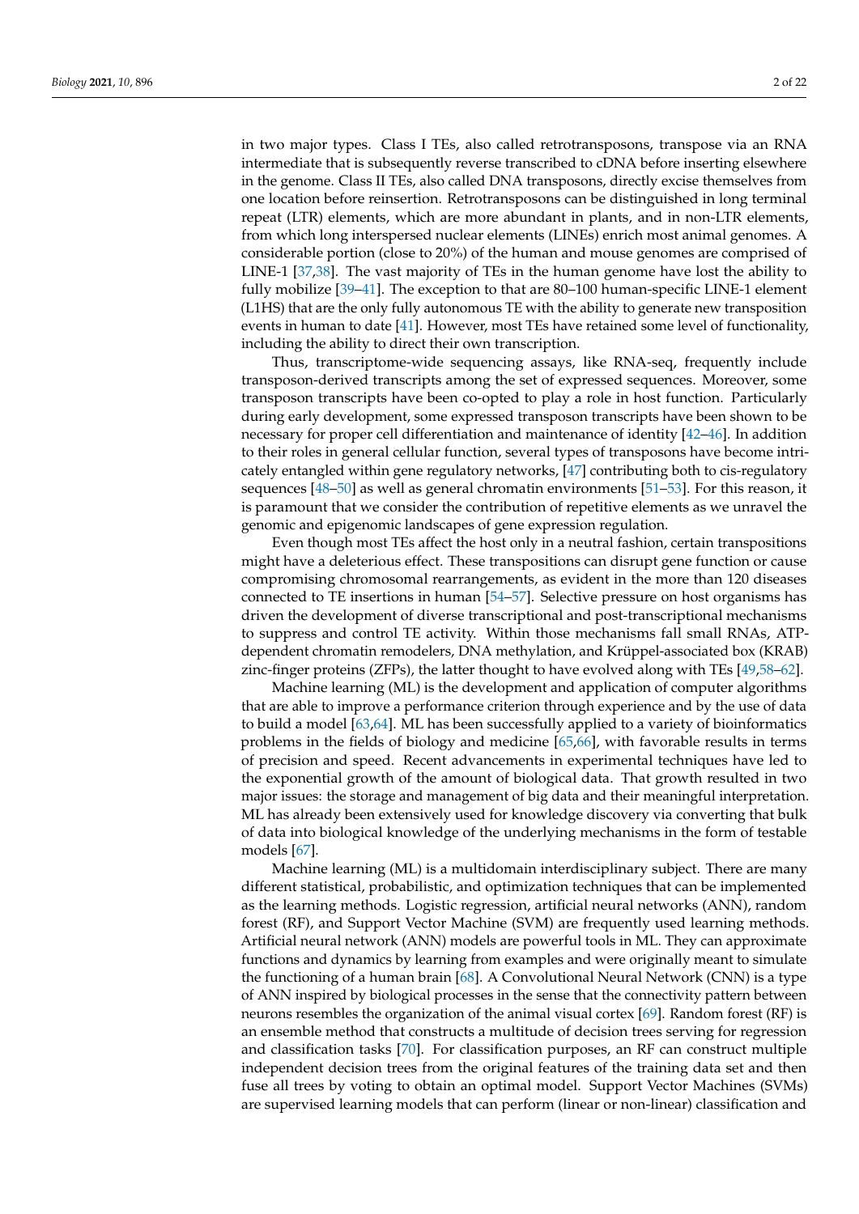in two major types. Class I TEs, also called retrotransposons, transpose via an RNA intermediate that is subsequently reverse transcribed to cDNA before inserting elsewhere in the genome. Class II TEs, also called DNA transposons, directly excise themselves from one location before reinsertion. Retrotransposons can be distinguished in long terminal repeat (LTR) elements, which are more abundant in plants, and in non-LTR elements, from which long interspersed nuclear elements (LINEs) enrich most animal genomes. A considerable portion (close to 20%) of the human and mouse genomes are comprised of LINE-1 [37,38]. The vast majority of TEs in the human genome have lost the ability to fully mobilize [39–41]. The exception to that are 80–100 human-specific LINE-1 element (L1HS) that are the only fully autonomous TE with the ability to generate new transposition events in human to date [41]. However, most TEs have retained some level of functionality, including the ability to direct their own transcription.

Thus, transcriptome-wide sequencing assays, like RNA-seq, frequently include transposon-derived transcripts among the set of expressed sequences. Moreover, some transposon transcripts have been co-opted to play a role in host function. Particularly during early development, some expressed transposon transcripts have been shown to be necessary for proper cell differentiation and maintenance of identity [42–46]. In addition to their roles in general cellular function, several types of transposons have become intricately entangled within gene regulatory networks, [47] contributing both to cis-regulatory sequences [48–50] as well as general chromatin environments [51–53]. For this reason, it is paramount that we consider the contribution of repetitive elements as we unravel the genomic and epigenomic landscapes of gene expression regulation.

Even though most TEs affect the host only in a neutral fashion, certain transpositions might have a deleterious effect. These transpositions can disrupt gene function or cause compromising chromosomal rearrangements, as evident in the more than 120 diseases connected to TE insertions in human [54–57]. Selective pressure on host organisms has driven the development of diverse transcriptional and post-transcriptional mechanisms to suppress and control TE activity. Within those mechanisms fall small RNAs, ATP-dependent chromatin remodelers, DNA methylation, and Krüppel-associated box (KRAB) zinc-finger proteins (ZFPs), the latter thought to have evolved along with TEs [49,58–62].

Machine learning (ML) is the development and application of computer algorithms that are able to improve a performance criterion through experience and by the use of data to build a model [63,64]. ML has been successfully applied to a variety of bioinformatics problems in the fields of biology and medicine [65,66], with favorable results in terms of precision and speed. Recent advancements in experimental techniques have led to the exponential growth of the amount of biological data. That growth resulted in two major issues: the storage and management of big data and their meaningful interpretation. ML has already been extensively used for knowledge discovery via converting that bulk of data into biological knowledge of the underlying mechanisms in the form of testable models [67].

Machine learning (ML) is a multidomain interdisciplinary subject. There are many different statistical, probabilistic, and optimization techniques that can be implemented as the learning methods. Logistic regression, artificial neural networks (ANN), random forest (RF), and Support Vector Machine (SVM) are frequently used learning methods. Artificial neural network (ANN) models are powerful tools in ML. They can approximate functions and dynamics by learning from examples and were originally meant to simulate the functioning of a human brain [68]. A Convolutional Neural Network (CNN) is a type of ANN inspired by biological processes in the sense that the connectivity pattern between neurons resembles the organization of the animal visual cortex [69]. Random forest (RF) is an ensemble method that constructs a multitude of decision trees serving for regression and classification tasks [70]. For classification purposes, an RF can construct multiple independent decision trees from the original features of the training data set and then fuse all trees by voting to obtain an optimal model. Support Vector Machines (SVMs) are supervised learning models that can perform (linear or non-linear) classification and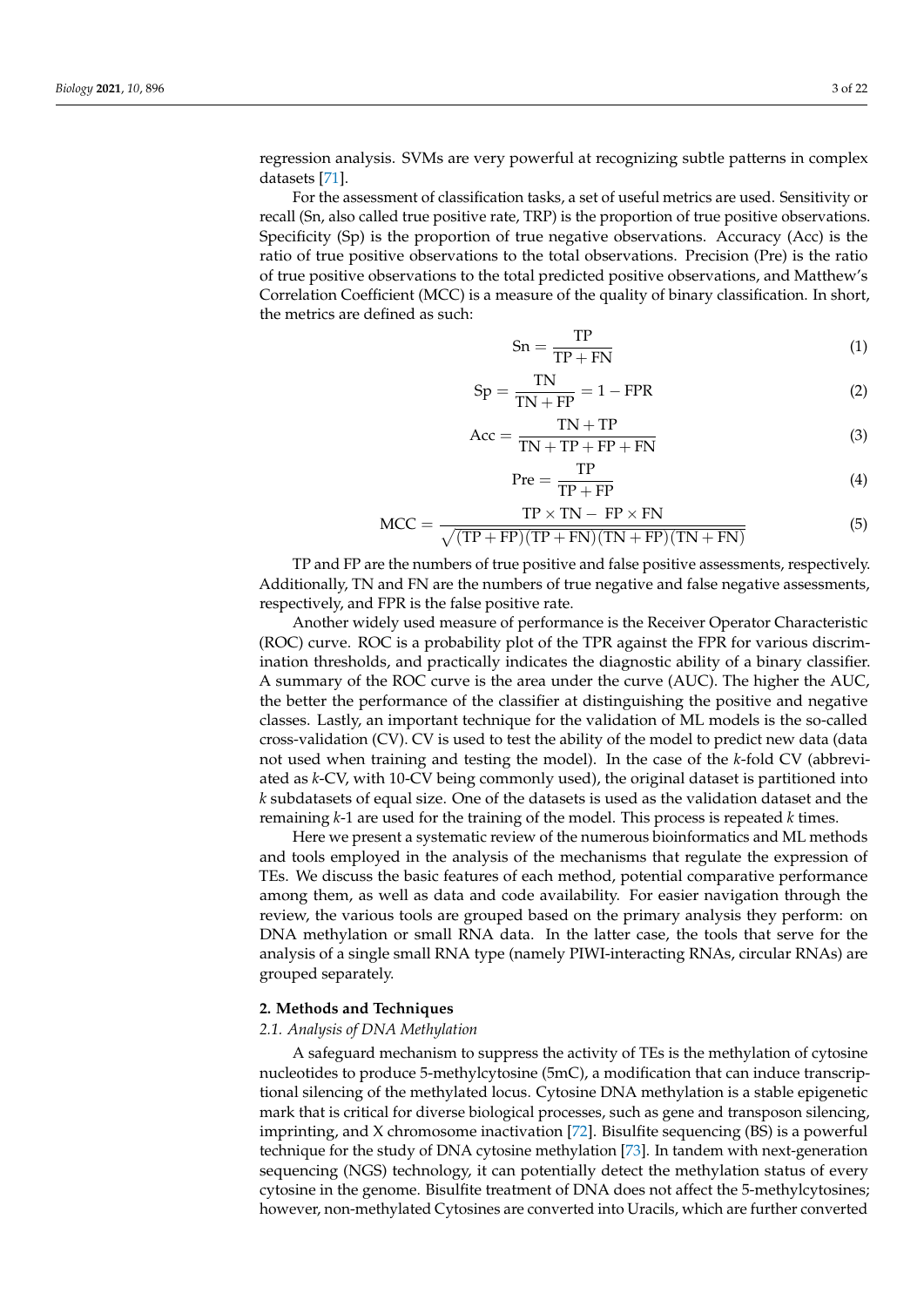regression analysis. SVMs are very powerful at recognizing subtle patterns in complex datasets [71].

For the assessment of classification tasks, a set of useful metrics are used. Sensitivity or recall (Sn, also called true positive rate, TRP) is the proportion of true positive observations. Specificity (Sp) is the proportion of true negative observations. Accuracy (Acc) is the ratio of true positive observations to the total observations. Precision (Pre) is the ratio of true positive observations to the total predicted positive observations, and Matthew's Correlation Coefficient (MCC) is a measure of the quality of binary classification. In short, the metrics are defined as such:

$$\text{Sn} = \frac{\text{TP}}{\text{TP} + \text{FN}} \quad (1)$$

$$\text{Sp} = \frac{\text{TN}}{\text{TN} + \text{FP}} = 1 - \text{FPR} \quad (2)$$

$$\text{Acc} = \frac{\text{TN} + \text{TP}}{\text{TN} + \text{TP} + \text{FP} + \text{FN}} \quad (3)$$

$$\text{Pre} = \frac{\text{TP}}{\text{TP} + \text{FP}} \quad (4)$$

$$\text{MCC} = \frac{\text{TP} \times \text{TN} - \text{FP} \times \text{FN}}{\sqrt{(\text{TP} + \text{FP})(\text{TP} + \text{FN})(\text{TN} + \text{FP})(\text{TN} + \text{FN})}} \quad (5)$$

TP and FP are the numbers of true positive and false positive assessments, respectively. Additionally, TN and FN are the numbers of true negative and false negative assessments, respectively, and FPR is the false positive rate.

Another widely used measure of performance is the Receiver Operator Characteristic (ROC) curve. ROC is a probability plot of the TPR against the FPR for various discrimination thresholds, and practically indicates the diagnostic ability of a binary classifier. A summary of the ROC curve is the area under the curve (AUC). The higher the AUC, the better the performance of the classifier at distinguishing the positive and negative classes. Lastly, an important technique for the validation of ML models is the so-called cross-validation (CV). CV is used to test the ability of the model to predict new data (data not used when training and testing the model). In the case of the *k*-fold CV (abbreviated as *k*-CV, with 10-CV being commonly used), the original dataset is partitioned into *k* subdatasets of equal size. One of the datasets is used as the validation dataset and the remaining *k*-1 are used for the training of the model. This process is repeated *k* times.

Here we present a systematic review of the numerous bioinformatics and ML methods and tools employed in the analysis of the mechanisms that regulate the expression of TEs. We discuss the basic features of each method, potential comparative performance among them, as well as data and code availability. For easier navigation through the review, the various tools are grouped based on the primary analysis they perform: on DNA methylation or small RNA data. In the latter case, the tools that serve for the analysis of a single small RNA type (namely PIWI-interacting RNAs, circular RNAs) are grouped separately.

## 2. Methods and Techniques

### *2.1. Analysis of DNA Methylation*

A safeguard mechanism to suppress the activity of TEs is the methylation of cytosine nucleotides to produce 5-methylcytosine (5mC), a modification that can induce transcriptional silencing of the methylated locus. Cytosine DNA methylation is a stable epigenetic mark that is critical for diverse biological processes, such as gene and transposon silencing, imprinting, and X chromosome inactivation [72]. Bisulfite sequencing (BS) is a powerful technique for the study of DNA cytosine methylation [73]. In tandem with next-generation sequencing (NGS) technology, it can potentially detect the methylation status of every cytosine in the genome. Bisulfite treatment of DNA does not affect the 5-methylcytosines; however, non-methylated Cytosines are converted into Uracils, which are further converted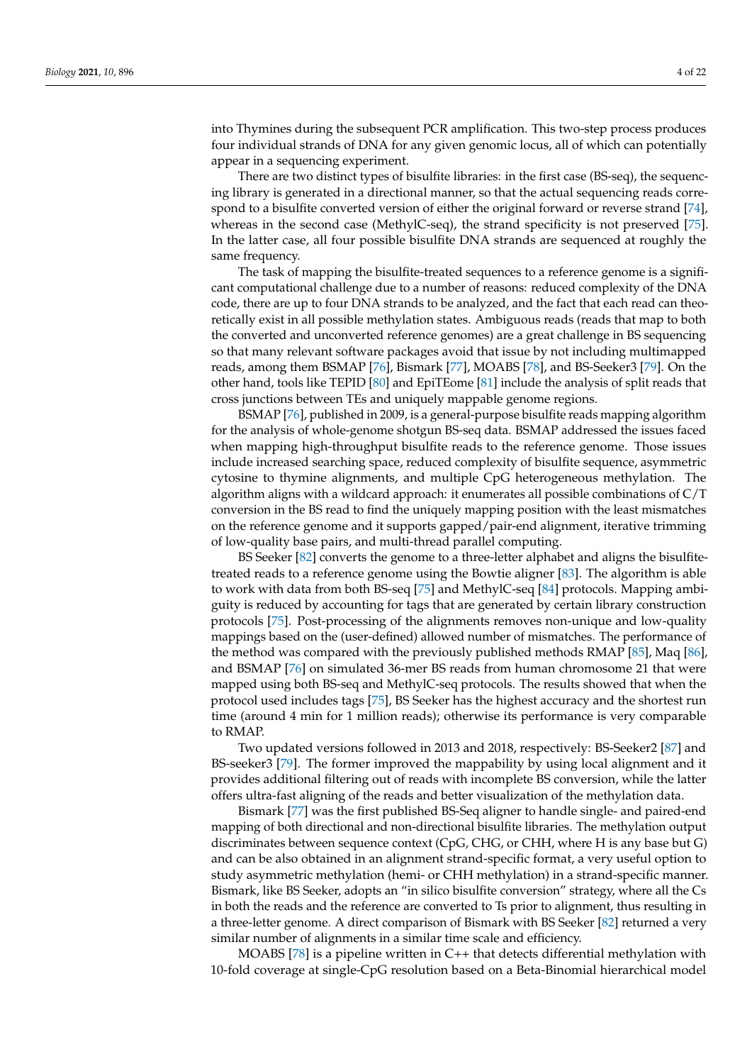into Thymines during the subsequent PCR amplification. This two-step process produces four individual strands of DNA for any given genomic locus, all of which can potentially appear in a sequencing experiment.

There are two distinct types of bisulfite libraries: in the first case (BS-seq), the sequencing library is generated in a directional manner, so that the actual sequencing reads correspond to a bisulfite converted version of either the original forward or reverse strand [74], whereas in the second case (MethylC-seq), the strand specificity is not preserved [75]. In the latter case, all four possible bisulfite DNA strands are sequenced at roughly the same frequency.

The task of mapping the bisulfite-treated sequences to a reference genome is a significant computational challenge due to a number of reasons: reduced complexity of the DNA code, there are up to four DNA strands to be analyzed, and the fact that each read can theoretically exist in all possible methylation states. Ambiguous reads (reads that map to both the converted and unconverted reference genomes) are a great challenge in BS sequencing so that many relevant software packages avoid that issue by not including multimapped reads, among them BSMAP [76], Bismark [77], MOABS [78], and BS-Seeker3 [79]. On the other hand, tools like TEPID [80] and EpiTEome [81] include the analysis of split reads that cross junctions between TEs and uniquely mappable genome regions.

BSMAP [76], published in 2009, is a general-purpose bisulfite reads mapping algorithm for the analysis of whole-genome shotgun BS-seq data. BSMAP addressed the issues faced when mapping high-throughput bisulfite reads to the reference genome. Those issues include increased searching space, reduced complexity of bisulfite sequence, asymmetric cytosine to thymine alignments, and multiple CpG heterogeneous methylation. The algorithm aligns with a wildcard approach: it enumerates all possible combinations of C/T conversion in the BS read to find the uniquely mapping position with the least mismatches on the reference genome and it supports gapped/pair-end alignment, iterative trimming of low-quality base pairs, and multi-thread parallel computing.

BS Seeker [82] converts the genome to a three-letter alphabet and aligns the bisulfite-treated reads to a reference genome using the Bowtie aligner [83]. The algorithm is able to work with data from both BS-seq [75] and MethylC-seq [84] protocols. Mapping ambiguity is reduced by accounting for tags that are generated by certain library construction protocols [75]. Post-processing of the alignments removes non-unique and low-quality mappings based on the (user-defined) allowed number of mismatches. The performance of the method was compared with the previously published methods RMAP [85], Maq [86], and BSMAP [76] on simulated 36-mer BS reads from human chromosome 21 that were mapped using both BS-seq and MethylC-seq protocols. The results showed that when the protocol used includes tags [75], BS Seeker has the highest accuracy and the shortest run time (around 4 min for 1 million reads); otherwise its performance is very comparable to RMAP.

Two updated versions followed in 2013 and 2018, respectively: BS-Seeker2 [87] and BS-seeker3 [79]. The former improved the mappability by using local alignment and it provides additional filtering out of reads with incomplete BS conversion, while the latter offers ultra-fast aligning of the reads and better visualization of the methylation data.

Bismark [77] was the first published BS-Seq aligner to handle single- and paired-end mapping of both directional and non-directional bisulfite libraries. The methylation output discriminates between sequence context (CpG, CHG, or CHH, where H is any base but G) and can be also obtained in an alignment strand-specific format, a very useful option to study asymmetric methylation (hemi- or CHH methylation) in a strand-specific manner. Bismark, like BS Seeker, adopts an "in silico bisulfite conversion" strategy, where all the Cs in both the reads and the reference are converted to Ts prior to alignment, thus resulting in a three-letter genome. A direct comparison of Bismark with BS Seeker [82] returned a very similar number of alignments in a similar time scale and efficiency.

MOABS [78] is a pipeline written in C++ that detects differential methylation with 10-fold coverage at single-CpG resolution based on a Beta-Binomial hierarchical model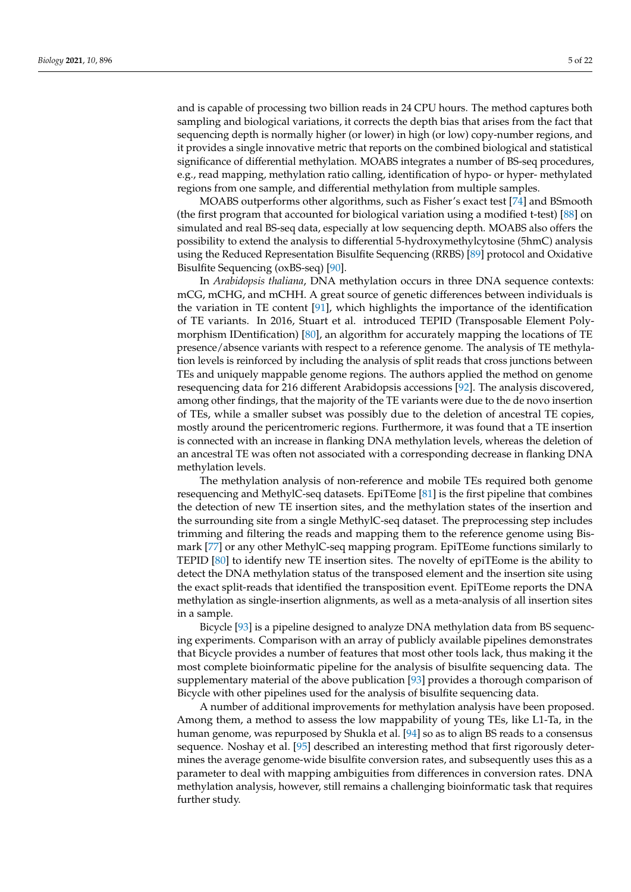and is capable of processing two billion reads in 24 CPU hours. The method captures both sampling and biological variations, it corrects the depth bias that arises from the fact that sequencing depth is normally higher (or lower) in high (or low) copy-number regions, and it provides a single innovative metric that reports on the combined biological and statistical significance of differential methylation. MOABS integrates a number of BS-seq procedures, e.g., read mapping, methylation ratio calling, identification of hypo- or hyper- methylated regions from one sample, and differential methylation from multiple samples.

MOABS outperforms other algorithms, such as Fisher's exact test [74] and BSmooth (the first program that accounted for biological variation using a modified t-test) [88] on simulated and real BS-seq data, especially at low sequencing depth. MOABS also offers the possibility to extend the analysis to differential 5-hydroxymethylcytosine (5hmC) analysis using the Reduced Representation Bisulfite Sequencing (RRBS) [89] protocol and Oxidative Bisulfite Sequencing (oxBS-seq) [90].

In *Arabidopsis thaliana*, DNA methylation occurs in three DNA sequence contexts: mCG, mCHG, and mCHH. A great source of genetic differences between individuals is the variation in TE content [91], which highlights the importance of the identification of TE variants. In 2016, Stuart et al. introduced TEPID (Transposable Element Polymorphism IDentification) [80], an algorithm for accurately mapping the locations of TE presence/absence variants with respect to a reference genome. The analysis of TE methylation levels is reinforced by including the analysis of split reads that cross junctions between TEs and uniquely mappable genome regions. The authors applied the method on genome resequencing data for 216 different Arabidopsis accessions [92]. The analysis discovered, among other findings, that the majority of the TE variants were due to the de novo insertion of TEs, while a smaller subset was possibly due to the deletion of ancestral TE copies, mostly around the pericentromeric regions. Furthermore, it was found that a TE insertion is connected with an increase in flanking DNA methylation levels, whereas the deletion of an ancestral TE was often not associated with a corresponding decrease in flanking DNA methylation levels.

The methylation analysis of non-reference and mobile TEs required both genome resequencing and MethylC-seq datasets. EpiTEome [81] is the first pipeline that combines the detection of new TE insertion sites, and the methylation states of the insertion and the surrounding site from a single MethylC-seq dataset. The preprocessing step includes trimming and filtering the reads and mapping them to the reference genome using Bismark [77] or any other MethylC-seq mapping program. EpiTEome functions similarly to TEPID [80] to identify new TE insertion sites. The novelty of epiTEome is the ability to detect the DNA methylation status of the transposed element and the insertion site using the exact split-reads that identified the transposition event. EpiTEome reports the DNA methylation as single-insertion alignments, as well as a meta-analysis of all insertion sites in a sample.

Bicycle [93] is a pipeline designed to analyze DNA methylation data from BS sequencing experiments. Comparison with an array of publicly available pipelines demonstrates that Bicycle provides a number of features that most other tools lack, thus making it the most complete bioinformatic pipeline for the analysis of bisulfite sequencing data. The supplementary material of the above publication [93] provides a thorough comparison of Bicycle with other pipelines used for the analysis of bisulfite sequencing data.

A number of additional improvements for methylation analysis have been proposed. Among them, a method to assess the low mappability of young TEs, like L1-Ta, in the human genome, was repurposed by Shukla et al. [94] so as to align BS reads to a consensus sequence. Noshay et al. [95] described an interesting method that first rigorously determines the average genome-wide bisulfite conversion rates, and subsequently uses this as a parameter to deal with mapping ambiguities from differences in conversion rates. DNA methylation analysis, however, still remains a challenging bioinformatic task that requires further study.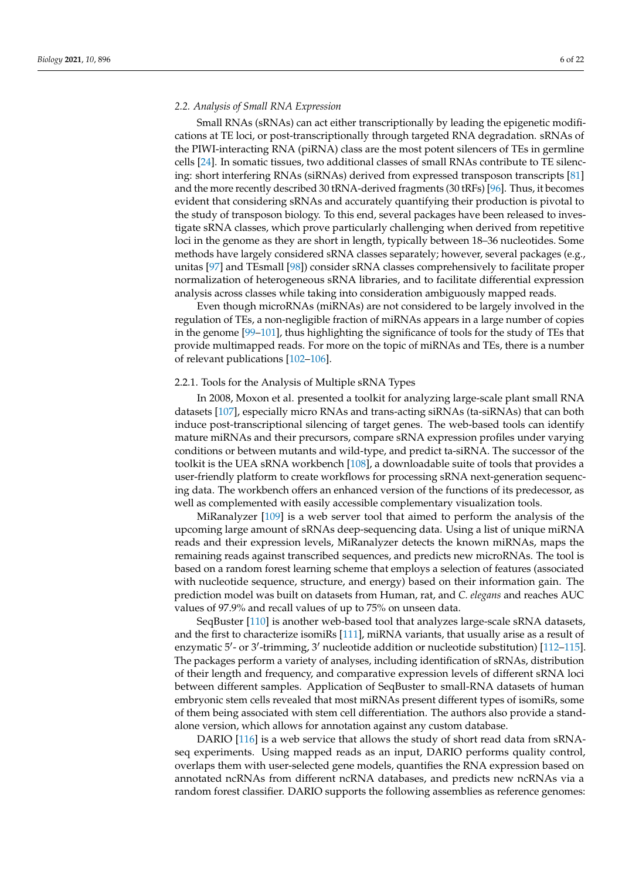### 2.2. Analysis of Small RNA Expression

Small RNAs (sRNAs) can act either transcriptionally by leading the epigenetic modifications at TE loci, or post-transcriptionally through targeted RNA degradation. sRNAs of the PIWI-interacting RNA (piRNA) class are the most potent silencers of TEs in germline cells [24]. In somatic tissues, two additional classes of small RNAs contribute to TE silencing: short interfering RNAs (siRNAs) derived from expressed transposon transcripts [81] and the more recently described 30 tRNA-derived fragments (30 tRFs) [96]. Thus, it becomes evident that considering sRNAs and accurately quantifying their production is pivotal to the study of transposon biology. To this end, several packages have been released to investigate sRNA classes, which prove particularly challenging when derived from repetitive loci in the genome as they are short in length, typically between 18–36 nucleotides. Some methods have largely considered sRNA classes separately; however, several packages (e.g., unitas [97] and TEsmall [98]) consider sRNA classes comprehensively to facilitate proper normalization of heterogeneous sRNA libraries, and to facilitate differential expression analysis across classes while taking into consideration ambiguously mapped reads.

Even though microRNAs (miRNAs) are not considered to be largely involved in the regulation of TEs, a non-negligible fraction of miRNAs appears in a large number of copies in the genome [99–101], thus highlighting the significance of tools for the study of TEs that provide multimapped reads. For more on the topic of miRNAs and TEs, there is a number of relevant publications [102–106].

#### 2.2.1. Tools for the Analysis of Multiple sRNA Types

In 2008, Moxon et al. presented a toolkit for analyzing large-scale plant small RNA datasets [107], especially micro RNAs and trans-acting siRNAs (ta-siRNAs) that can both induce post-transcriptional silencing of target genes. The web-based tools can identify mature miRNAs and their precursors, compare sRNA expression profiles under varying conditions or between mutants and wild-type, and predict ta-siRNA. The successor of the toolkit is the UEA sRNA workbench [108], a downloadable suite of tools that provides a user-friendly platform to create workflows for processing sRNA next-generation sequencing data. The workbench offers an enhanced version of the functions of its predecessor, as well as complemented with easily accessible complementary visualization tools.

MiRanalyzer [109] is a web server tool that aimed to perform the analysis of the upcoming large amount of sRNAs deep-sequencing data. Using a list of unique miRNA reads and their expression levels, MiRanalyzer detects the known miRNAs, maps the remaining reads against transcribed sequences, and predicts new microRNAs. The tool is based on a random forest learning scheme that employs a selection of features (associated with nucleotide sequence, structure, and energy) based on their information gain. The prediction model was built on datasets from Human, rat, and *C. elegans* and reaches AUC values of 97.9% and recall values of up to 75% on unseen data.

SeqBuster [110] is another web-based tool that analyzes large-scale sRNA datasets, and the first to characterize isomiRs [111], miRNA variants, that usually arise as a result of enzymatic 5′- or 3′-trimming, 3′ nucleotide addition or nucleotide substitution) [112–115]. The packages perform a variety of analyses, including identification of sRNAs, distribution of their length and frequency, and comparative expression levels of different sRNA loci between different samples. Application of SeqBuster to small-RNA datasets of human embryonic stem cells revealed that most miRNAs present different types of isomiRs, some of them being associated with stem cell differentiation. The authors also provide a standalone version, which allows for annotation against any custom database.

DARIO [116] is a web service that allows the study of short read data from sRNA-seq experiments. Using mapped reads as an input, DARIO performs quality control, overlaps them with user-selected gene models, quantifies the RNA expression based on annotated ncRNAs from different ncRNA databases, and predicts new ncRNAs via a random forest classifier. DARIO supports the following assemblies as reference genomes: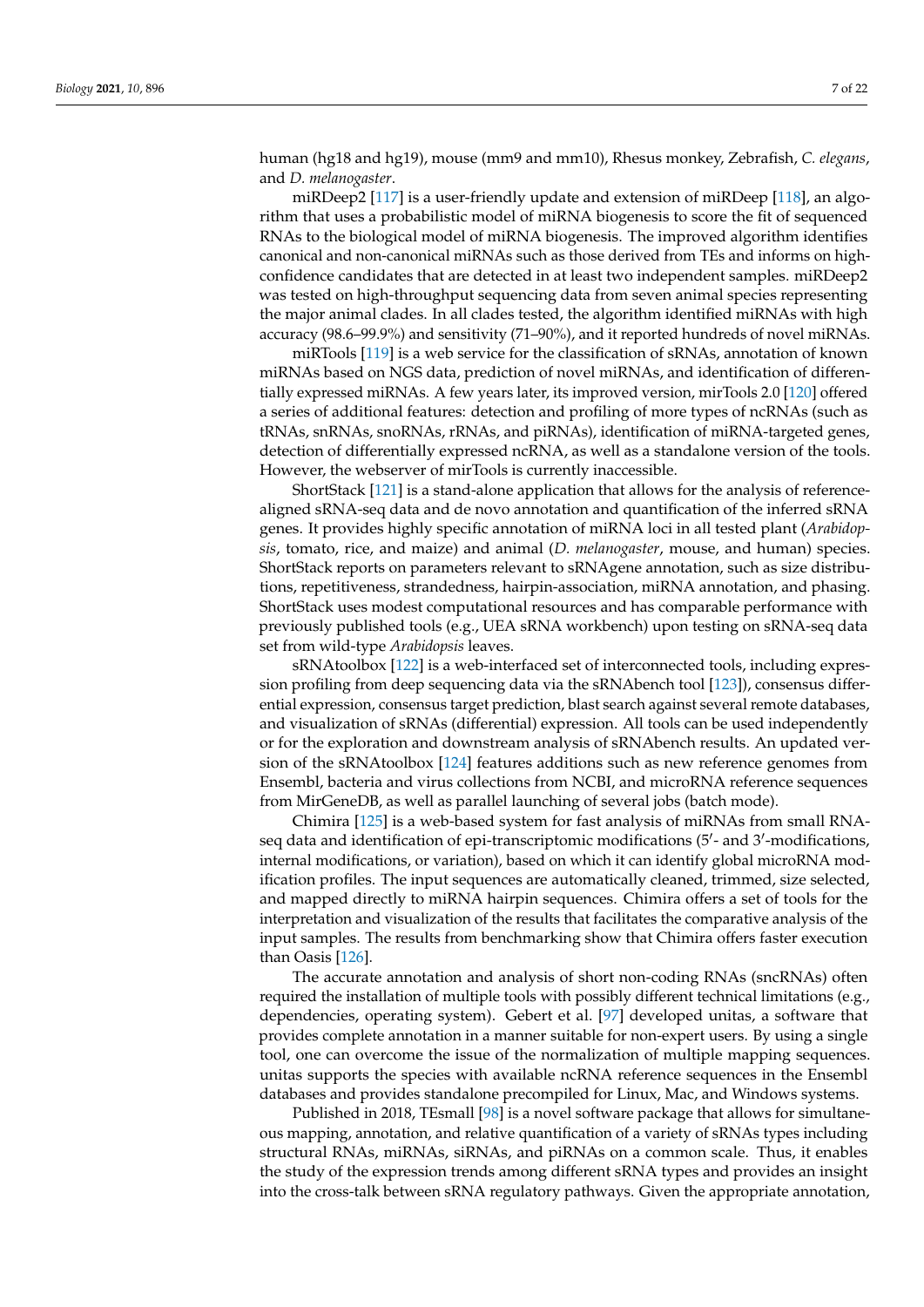human (hg18 and hg19), mouse (mm9 and mm10), Rhesus monkey, Zebrafish, *C. elegans*, and *D. melanogaster*.

miRDeep2 [117] is a user-friendly update and extension of miRDeep [118], an algorithm that uses a probabilistic model of miRNA biogenesis to score the fit of sequenced RNAs to the biological model of miRNA biogenesis. The improved algorithm identifies canonical and non-canonical miRNAs such as those derived from TEs and informs on high-confidence candidates that are detected in at least two independent samples. miRDeep2 was tested on high-throughput sequencing data from seven animal species representing the major animal clades. In all clades tested, the algorithm identified miRNAs with high accuracy (98.6–99.9%) and sensitivity (71–90%), and it reported hundreds of novel miRNAs.

miRTools [119] is a web service for the classification of sRNAs, annotation of known miRNAs based on NGS data, prediction of novel miRNAs, and identification of differentially expressed miRNAs. A few years later, its improved version, mirTools 2.0 [120] offered a series of additional features: detection and profiling of more types of ncRNAs (such as tRNAs, snRNAs, snoRNAs, rRNAs, and piRNAs), identification of miRNA-targeted genes, detection of differentially expressed ncRNA, as well as a standalone version of the tools. However, the webserver of mirTools is currently inaccessible.

ShortStack [121] is a stand-alone application that allows for the analysis of reference-aligned sRNA-seq data and de novo annotation and quantification of the inferred sRNA genes. It provides highly specific annotation of miRNA loci in all tested plant (*Arabidopsis*, tomato, rice, and maize) and animal (*D. melanogaster*, mouse, and human) species. ShortStack reports on parameters relevant to sRNAgene annotation, such as size distributions, repetitiveness, strandedness, hairpin-association, miRNA annotation, and phasing. ShortStack uses modest computational resources and has comparable performance with previously published tools (e.g., UEA sRNA workbench) upon testing on sRNA-seq data set from wild-type *Arabidopsis* leaves.

sRNAtoolbox [122] is a web-interfaced set of interconnected tools, including expression profiling from deep sequencing data via the sRNAbench tool [123]), consensus differential expression, consensus target prediction, blast search against several remote databases, and visualization of sRNAs (differential) expression. All tools can be used independently or for the exploration and downstream analysis of sRNAbench results. An updated version of the sRNAtoolbox [124] features additions such as new reference genomes from Ensembl, bacteria and virus collections from NCBI, and microRNA reference sequences from MirGeneDB, as well as parallel launching of several jobs (batch mode).

Chimira [125] is a web-based system for fast analysis of miRNAs from small RNA-seq data and identification of epi-transcriptomic modifications (5′- and 3′-modifications, internal modifications, or variation), based on which it can identify global microRNA modification profiles. The input sequences are automatically cleaned, trimmed, size selected, and mapped directly to miRNA hairpin sequences. Chimira offers a set of tools for the interpretation and visualization of the results that facilitates the comparative analysis of the input samples. The results from benchmarking show that Chimira offers faster execution than Oasis [126].

The accurate annotation and analysis of short non-coding RNAs (sncRNAs) often required the installation of multiple tools with possibly different technical limitations (e.g., dependencies, operating system). Gebert et al. [97] developed unitas, a software that provides complete annotation in a manner suitable for non-expert users. By using a single tool, one can overcome the issue of the normalization of multiple mapping sequences. unitas supports the species with available ncRNA reference sequences in the Ensembl databases and provides standalone precompiled for Linux, Mac, and Windows systems.

Published in 2018, TEsmall [98] is a novel software package that allows for simultaneous mapping, annotation, and relative quantification of a variety of sRNAs types including structural RNAs, miRNAs, siRNAs, and piRNAs on a common scale. Thus, it enables the study of the expression trends among different sRNA types and provides an insight into the cross-talk between sRNA regulatory pathways. Given the appropriate annotation,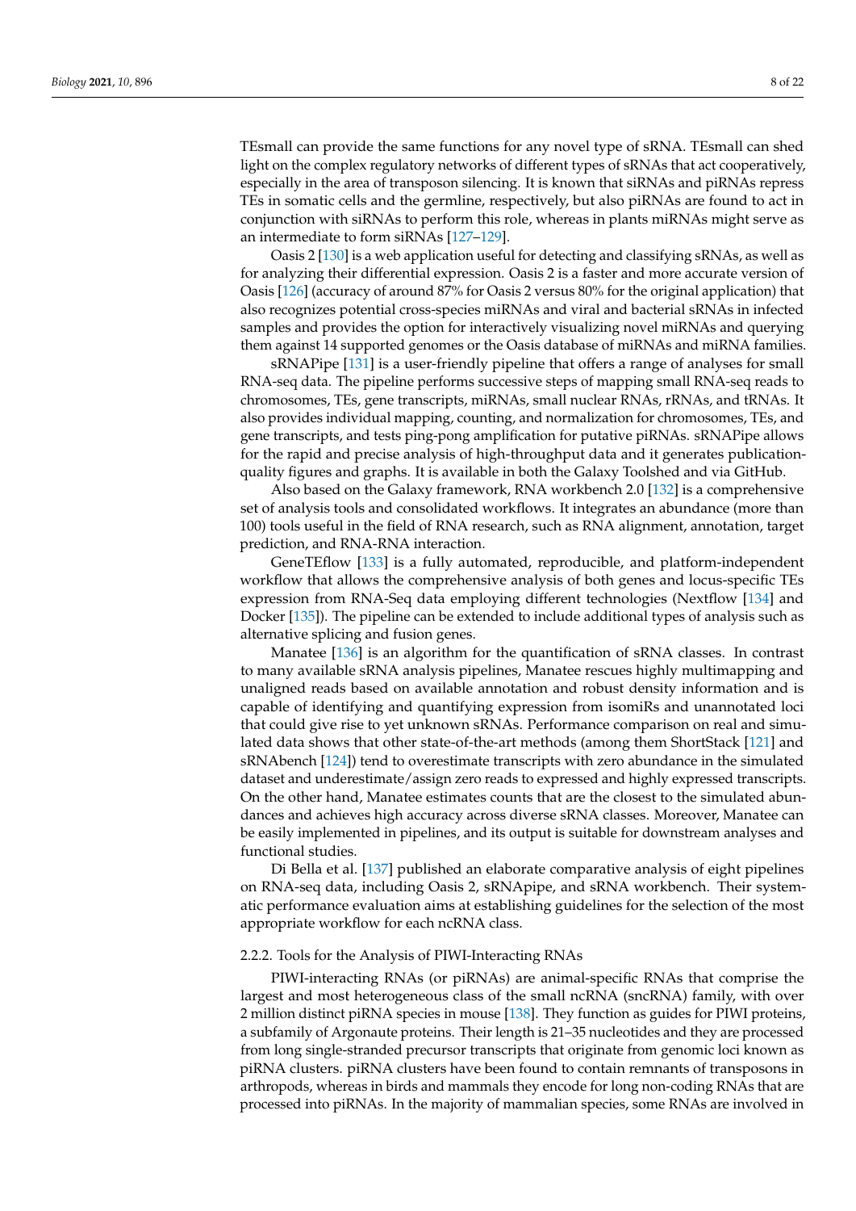TEsmall can provide the same functions for any novel type of sRNA. TEsmall can shed light on the complex regulatory networks of different types of sRNAs that act cooperatively, especially in the area of transposon silencing. It is known that siRNAs and piRNAs repress TEs in somatic cells and the germline, respectively, but also piRNAs are found to act in conjunction with siRNAs to perform this role, whereas in plants miRNAs might serve as an intermediate to form siRNAs [127–129].

Oasis 2 [130] is a web application useful for detecting and classifying sRNAs, as well as for analyzing their differential expression. Oasis 2 is a faster and more accurate version of Oasis [126] (accuracy of around 87% for Oasis 2 versus 80% for the original application) that also recognizes potential cross-species miRNAs and viral and bacterial sRNAs in infected samples and provides the option for interactively visualizing novel miRNAs and querying them against 14 supported genomes or the Oasis database of miRNAs and miRNA families.

sRNAPipe [131] is a user-friendly pipeline that offers a range of analyses for small RNA-seq data. The pipeline performs successive steps of mapping small RNA-seq reads to chromosomes, TEs, gene transcripts, miRNAs, small nuclear RNAs, rRNAs, and tRNAs. It also provides individual mapping, counting, and normalization for chromosomes, TEs, and gene transcripts, and tests ping-pong amplification for putative piRNAs. sRNAPipe allows for the rapid and precise analysis of high-throughput data and it generates publication-quality figures and graphs. It is available in both the Galaxy Toolshed and via GitHub.

Also based on the Galaxy framework, RNA workbench 2.0 [132] is a comprehensive set of analysis tools and consolidated workflows. It integrates an abundance (more than 100) tools useful in the field of RNA research, such as RNA alignment, annotation, target prediction, and RNA-RNA interaction.

GeneTEflow [133] is a fully automated, reproducible, and platform-independent workflow that allows the comprehensive analysis of both genes and locus-specific TEs expression from RNA-Seq data employing different technologies (Nextflow [134] and Docker [135]). The pipeline can be extended to include additional types of analysis such as alternative splicing and fusion genes.

Manatee [136] is an algorithm for the quantification of sRNA classes. In contrast to many available sRNA analysis pipelines, Manatee rescues highly multimapping and unaligned reads based on available annotation and robust density information and is capable of identifying and quantifying expression from isomiRs and unannotated loci that could give rise to yet unknown sRNAs. Performance comparison on real and simulated data shows that other state-of-the-art methods (among them ShortStack [121] and sRNAbench [124]) tend to overestimate transcripts with zero abundance in the simulated dataset and underestimate/assign zero reads to expressed and highly expressed transcripts. On the other hand, Manatee estimates counts that are the closest to the simulated abundances and achieves high accuracy across diverse sRNA classes. Moreover, Manatee can be easily implemented in pipelines, and its output is suitable for downstream analyses and functional studies.

Di Bella et al. [137] published an elaborate comparative analysis of eight pipelines on RNA-seq data, including Oasis 2, sRNApipe, and sRNA workbench. Their systematic performance evaluation aims at establishing guidelines for the selection of the most appropriate workflow for each ncRNA class.

#### 2.2.2. Tools for the Analysis of PIWI-Interacting RNAs

PIWI-interacting RNAs (or piRNAs) are animal-specific RNAs that comprise the largest and most heterogeneous class of the small ncRNA (sncRNA) family, with over 2 million distinct piRNA species in mouse [138]. They function as guides for PIWI proteins, a subfamily of Argonaute proteins. Their length is 21–35 nucleotides and they are processed from long single-stranded precursor transcripts that originate from genomic loci known as piRNA clusters. piRNA clusters have been found to contain remnants of transposons in arthropods, whereas in birds and mammals they encode for long non-coding RNAs that are processed into piRNAs. In the majority of mammalian species, some RNAs are involved in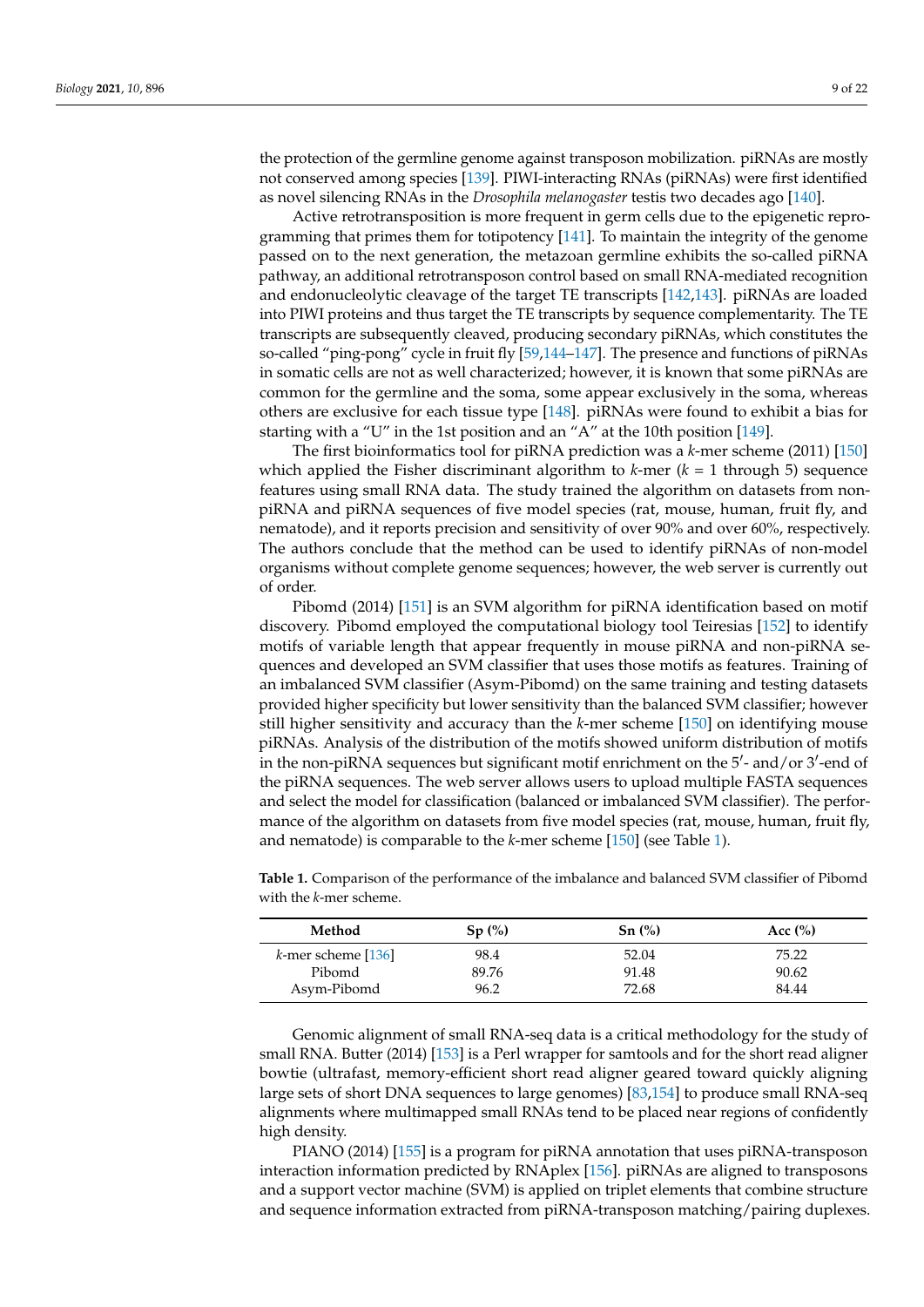the protection of the germline genome against transposon mobilization. piRNAs are mostly not conserved among species [139]. PIWI-interacting RNAs (piRNAs) were first identified as novel silencing RNAs in the *Drosophila melanogaster* testis two decades ago [140].

Active retrotransposition is more frequent in germ cells due to the epigenetic reprogramming that primes them for totipotency [141]. To maintain the integrity of the genome passed on to the next generation, the metazoan germline exhibits the so-called piRNA pathway, an additional retrotransposon control based on small RNA-mediated recognition and endonucleolytic cleavage of the target TE transcripts [142,143]. piRNAs are loaded into PIWI proteins and thus target the TE transcripts by sequence complementarity. The TE transcripts are subsequently cleaved, producing secondary piRNAs, which constitutes the so-called "ping-pong" cycle in fruit fly [59,144–147]. The presence and functions of piRNAs in somatic cells are not as well characterized; however, it is known that some piRNAs are common for the germline and the soma, some appear exclusively in the soma, whereas others are exclusive for each tissue type [148]. piRNAs were found to exhibit a bias for starting with a "U" in the 1st position and an "A" at the 10th position [149].

The first bioinformatics tool for piRNA prediction was a *k*-mer scheme (2011) [150] which applied the Fisher discriminant algorithm to *k*-mer (*k* = 1 through 5) sequence features using small RNA data. The study trained the algorithm on datasets from non-piRNA and piRNA sequences of five model species (rat, mouse, human, fruit fly, and nematode), and it reports precision and sensitivity of over 90% and over 60%, respectively. The authors conclude that the method can be used to identify piRNAs of non-model organisms without complete genome sequences; however, the web server is currently out of order.

Pibomd (2014) [151] is an SVM algorithm for piRNA identification based on motif discovery. Pibomd employed the computational biology tool Teiresias [152] to identify motifs of variable length that appear frequently in mouse piRNA and non-piRNA sequences and developed an SVM classifier that uses those motifs as features. Training of an imbalanced SVM classifier (Asym-Pibomd) on the same training and testing datasets provided higher specificity but lower sensitivity than the balanced SVM classifier; however still higher sensitivity and accuracy than the *k*-mer scheme [150] on identifying mouse piRNAs. Analysis of the distribution of the motifs showed uniform distribution of motifs in the non-piRNA sequences but significant motif enrichment on the 5′- and/or 3′-end of the piRNA sequences. The web server allows users to upload multiple FASTA sequences and select the model for classification (balanced or imbalanced SVM classifier). The performance of the algorithm on datasets from five model species (rat, mouse, human, fruit fly, and nematode) is comparable to the *k*-mer scheme [150] (see Table 1).

**Table 1.** Comparison of the performance of the imbalance and balanced SVM classifier of Pibomd with the *k*-mer scheme.

| Method | Sp (%) | Sn (%) | Acc (%) |
|---|---|---|---|
| *k*-mer scheme [136] | 98.4 | 52.04 | 75.22 |
| Pibomd | 89.76 | 91.48 | 90.62 |
| Asym-Pibomd | 96.2 | 72.68 | 84.44 |

Genomic alignment of small RNA-seq data is a critical methodology for the study of small RNA. Butter (2014) [153] is a Perl wrapper for samtools and for the short read aligner bowtie (ultrafast, memory-efficient short read aligner geared toward quickly aligning large sets of short DNA sequences to large genomes) [83,154] to produce small RNA-seq alignments where multimapped small RNAs tend to be placed near regions of confidently high density.

PIANO (2014) [155] is a program for piRNA annotation that uses piRNA-transposon interaction information predicted by RNAplex [156]. piRNAs are aligned to transposons and a support vector machine (SVM) is applied on triplet elements that combine structure and sequence information extracted from piRNA-transposon matching/pairing duplexes.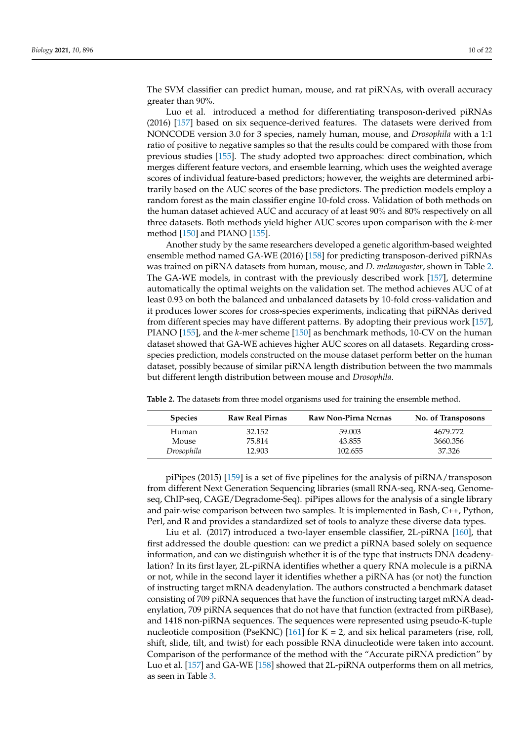The SVM classifier can predict human, mouse, and rat piRNAs, with overall accuracy greater than 90%.

Luo et al. introduced a method for differentiating transposon-derived piRNAs (2016) [157] based on six sequence-derived features. The datasets were derived from NONCODE version 3.0 for 3 species, namely human, mouse, and *Drosophila* with a 1:1 ratio of positive to negative samples so that the results could be compared with those from previous studies [155]. The study adopted two approaches: direct combination, which merges different feature vectors, and ensemble learning, which uses the weighted average scores of individual feature-based predictors; however, the weights are determined arbitrarily based on the AUC scores of the base predictors. The prediction models employ a random forest as the main classifier engine 10-fold cross. Validation of both methods on the human dataset achieved AUC and accuracy of at least 90% and 80% respectively on all three datasets. Both methods yield higher AUC scores upon comparison with the *k*-mer method [150] and PIANO [155].

Another study by the same researchers developed a genetic algorithm-based weighted ensemble method named GA-WE (2016) [158] for predicting transposon-derived piRNAs was trained on piRNA datasets from human, mouse, and *D. melanogaster*, shown in Table 2. The GA-WE models, in contrast with the previously described work [157], determine automatically the optimal weights on the validation set. The method achieves AUC of at least 0.93 on both the balanced and unbalanced datasets by 10-fold cross-validation and it produces lower scores for cross-species experiments, indicating that piRNAs derived from different species may have different patterns. By adopting their previous work [157], PIANO [155], and the *k*-mer scheme [150] as benchmark methods, 10-CV on the human dataset showed that GA-WE achieves higher AUC scores on all datasets. Regarding cross-species prediction, models constructed on the mouse dataset perform better on the human dataset, possibly because of similar piRNA length distribution between the two mammals but different length distribution between mouse and *Drosophila*.

**Table 2.** The datasets from three model organisms used for training the ensemble method.

| Species | Raw Real Pirnas | Raw Non-Pirna Ncrnas | No. of Transposons |
|---|---|---|---|
| Human | 32.152 | 59.003 | 4679.772 |
| Mouse | 75.814 | 43.855 | 3660.356 |
| *Drosophila* | 12.903 | 102.655 | 37.326 |

piPipes (2015) [159] is a set of five pipelines for the analysis of piRNA/transposon from different Next Generation Sequencing libraries (small RNA-seq, RNA-seq, Genome-seq, ChIP-seq, CAGE/Degradome-Seq). piPipes allows for the analysis of a single library and pair-wise comparison between two samples. It is implemented in Bash, C++, Python, Perl, and R and provides a standardized set of tools to analyze these diverse data types.

Liu et al. (2017) introduced a two-layer ensemble classifier, 2L-piRNA [160], that first addressed the double question: can we predict a piRNA based solely on sequence information, and can we distinguish whether it is of the type that instructs DNA deadenylation? In its first layer, 2L-piRNA identifies whether a query RNA molecule is a piRNA or not, while in the second layer it identifies whether a piRNA has (or not) the function of instructing target mRNA deadenylation. The authors constructed a benchmark dataset consisting of 709 piRNA sequences that have the function of instructing target mRNA deadenylation, 709 piRNA sequences that do not have that function (extracted from piRBase), and 1418 non-piRNA sequences. The sequences were represented using pseudo-K-tuple nucleotide composition (PseKNC) [161] for K = 2, and six helical parameters (rise, roll, shift, slide, tilt, and twist) for each possible RNA dinucleotide were taken into account. Comparison of the performance of the method with the "Accurate piRNA prediction" by Luo et al. [157] and GA-WE [158] showed that 2L-piRNA outperforms them on all metrics, as seen in Table 3.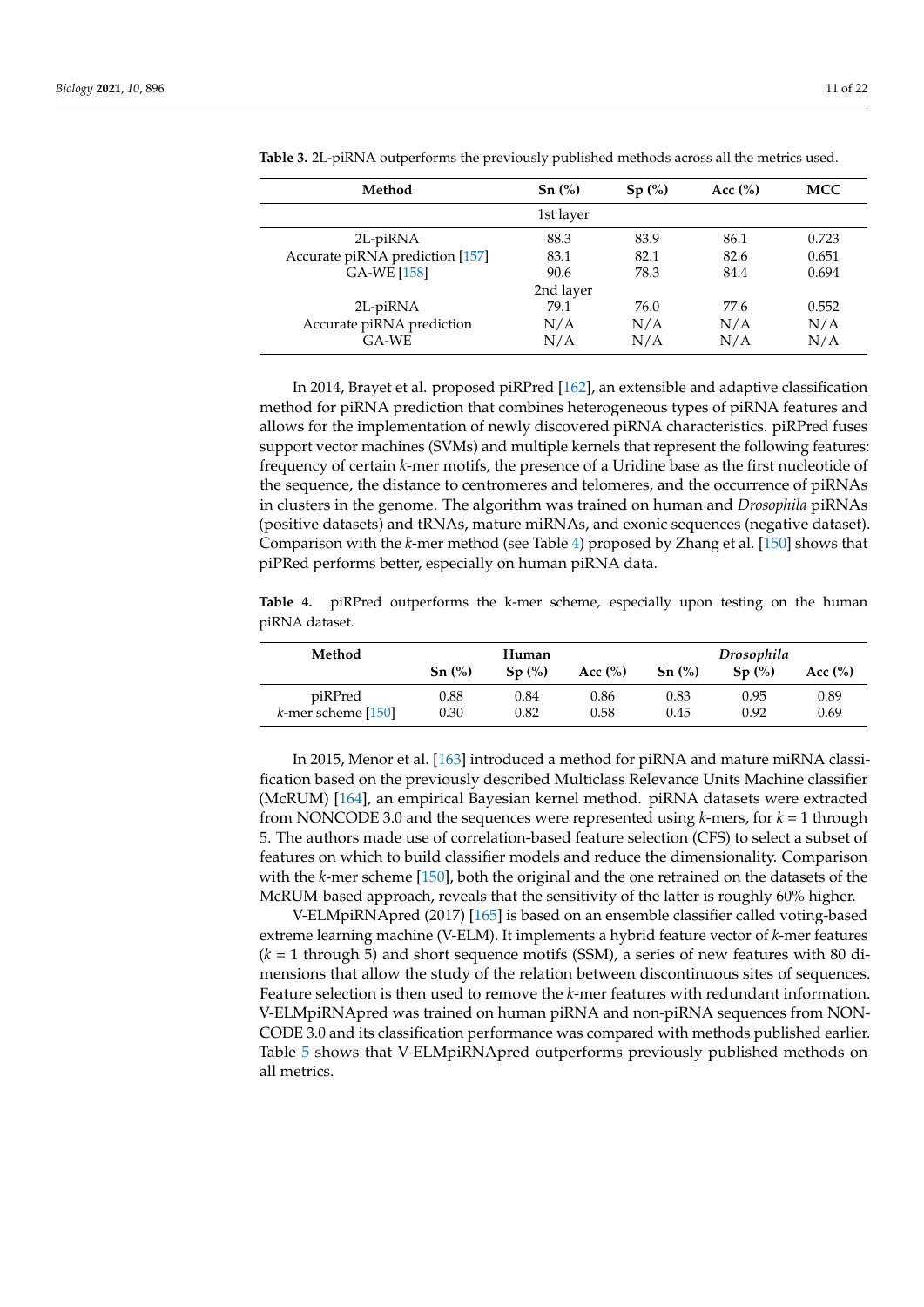**Table 3.** 2L-piRNA outperforms the previously published methods across all the metrics used.

| Method | Sn (%) | Sp (%) | Acc (%) | MCC |
|---|---|---|---|---|
| | 1st layer | | | |
| 2L-piRNA | 88.3 | 83.9 | 86.1 | 0.723 |
| Accurate piRNA prediction [157] | 83.1 | 82.1 | 82.6 | 0.651 |
| GA-WE [158] | 90.6 | 78.3 | 84.4 | 0.694 |
| | 2nd layer | | | |
| 2L-piRNA | 79.1 | 76.0 | 77.6 | 0.552 |
| Accurate piRNA prediction | N/A | N/A | N/A | N/A |
| GA-WE | N/A | N/A | N/A | N/A |

In 2014, Brayet et al. proposed piRPred [162], an extensible and adaptive classification method for piRNA prediction that combines heterogeneous types of piRNA features and allows for the implementation of newly discovered piRNA characteristics. piRPred fuses support vector machines (SVMs) and multiple kernels that represent the following features: frequency of certain *k*-mer motifs, the presence of a Uridine base as the first nucleotide of the sequence, the distance to centromeres and telomeres, and the occurrence of piRNAs in clusters in the genome. The algorithm was trained on human and *Drosophila* piRNAs (positive datasets) and tRNAs, mature miRNAs, and exonic sequences (negative dataset). Comparison with the *k*-mer method (see Table 4) proposed by Zhang et al. [150] shows that piPRed performs better, especially on human piRNA data.

**Table 4.** piRPred outperforms the k-mer scheme, especially upon testing on the human piRNA dataset.

| Method | Human | | | *Drosophila* | | |
|---|---|---|---|---|---|---|
| | Sn (%) | Sp (%) | Acc (%) | Sn (%) | Sp (%) | Acc (%) |
| piRPred | 0.88 | 0.84 | 0.86 | 0.83 | 0.95 | 0.89 |
| *k*-mer scheme [150] | 0.30 | 0.82 | 0.58 | 0.45 | 0.92 | 0.69 |

In 2015, Menor et al. [163] introduced a method for piRNA and mature miRNA classification based on the previously described Multiclass Relevance Units Machine classifier (McRUM) [164], an empirical Bayesian kernel method. piRNA datasets were extracted from NONCODE 3.0 and the sequences were represented using *k*-mers, for $k = 1$ through 5. The authors made use of correlation-based feature selection (CFS) to select a subset of features on which to build classifier models and reduce the dimensionality. Comparison with the *k*-mer scheme [150], both the original and the one retrained on the datasets of the McRUM-based approach, reveals that the sensitivity of the latter is roughly 60% higher.

V-ELMpiRNApred (2017) [165] is based on an ensemble classifier called voting-based extreme learning machine (V-ELM). It implements a hybrid feature vector of *k*-mer features ($k = 1$ through 5) and short sequence motifs (SSM), a series of new features with 80 dimensions that allow the study of the relation between discontinuous sites of sequences. Feature selection is then used to remove the *k*-mer features with redundant information. V-ELMpiRNApred was trained on human piRNA and non-piRNA sequences from NONCODE 3.0 and its classification performance was compared with methods published earlier. Table 5 shows that V-ELMpiRNApred outperforms previously published methods on all metrics.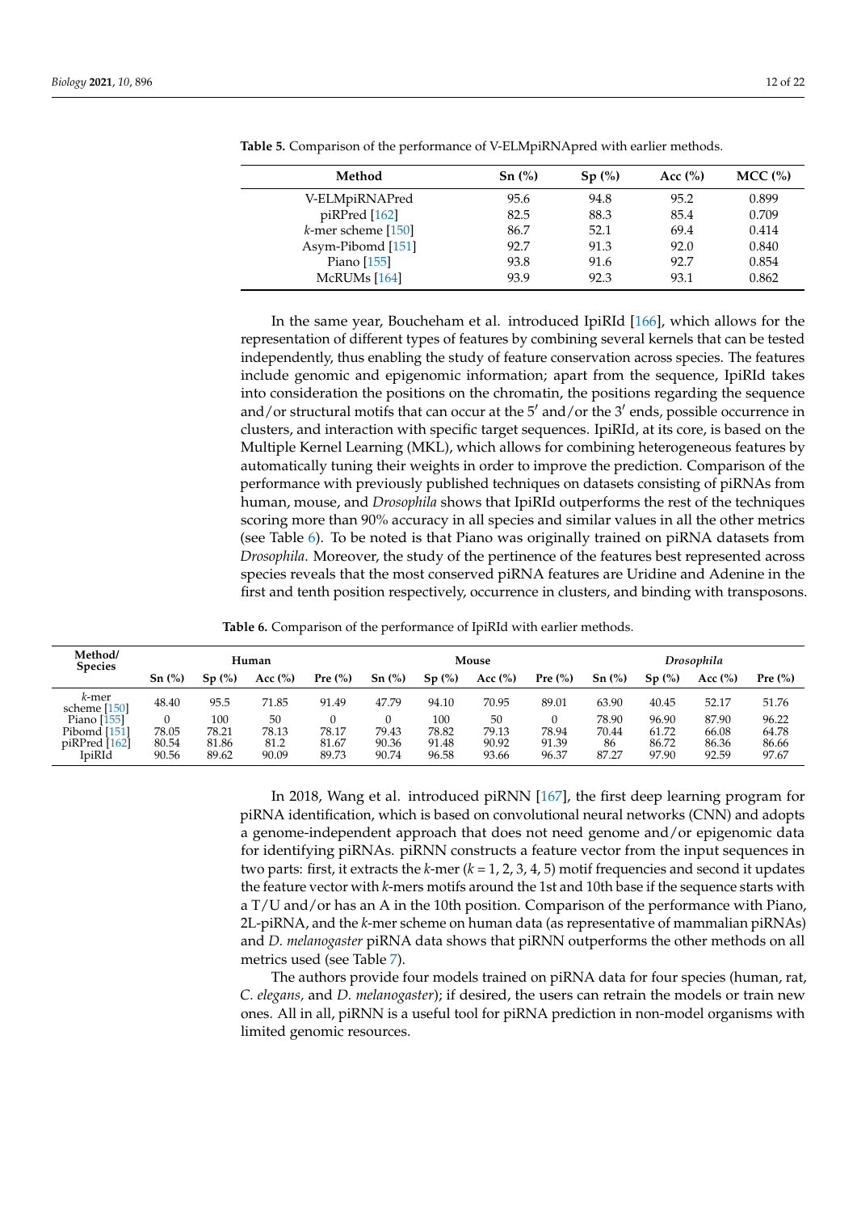**Table 5.** Comparison of the performance of V-ELMpiRNAPred with earlier methods.

| Method | Sn (%) | Sp (%) | Acc (%) | MCC (%) |
|---|---|---|---|---|
| V-ELMpiRNAPred | 95.6 | 94.8 | 95.2 | 0.899 |
| piRPred [162] | 82.5 | 88.3 | 85.4 | 0.709 |
| *k*-mer scheme [150] | 86.7 | 52.1 | 69.4 | 0.414 |
| Asym-Pibomd [151] | 92.7 | 91.3 | 92.0 | 0.840 |
| Piano [155] | 93.8 | 91.6 | 92.7 | 0.854 |
| McRUMs [164] | 93.9 | 92.3 | 93.1 | 0.862 |

In the same year, Boucheham et al. introduced IpiRId [166], which allows for the representation of different types of features by combining several kernels that can be tested independently, thus enabling the study of feature conservation across species. The features include genomic and epigenomic information; apart from the sequence, IpiRId takes into consideration the positions on the chromatin, the positions regarding the sequence and/or structural motifs that can occur at the 5′ and/or the 3′ ends, possible occurrence in clusters, and interaction with specific target sequences. IpiRId, at its core, is based on the Multiple Kernel Learning (MKL), which allows for combining heterogeneous features by automatically tuning their weights in order to improve the prediction. Comparison of the performance with previously published techniques on datasets consisting of piRNAs from human, mouse, and *Drosophila* shows that IpiRId outperforms the rest of the techniques scoring more than 90% accuracy in all species and similar values in all the other metrics (see Table 6). To be noted is that Piano was originally trained on piRNA datasets from *Drosophila*. Moreover, the study of the pertinence of the features best represented across species reveals that the most conserved piRNA features are Uridine and Adenine in the first and tenth position respectively, occurrence in clusters, and binding with transposons.

**Table 6.** Comparison of the performance of IpiRId with earlier methods.

| Method/ Species | Human | | | | Mouse | | | | *Drosophila* | | | |
|---|---|---|---|---|---|---|---|---|---|---|---|---|
| | Sn (%) | Sp (%) | Acc (%) | Pre (%) | Sn (%) | Sp (%) | Acc (%) | Pre (%) | Sn (%) | Sp (%) | Acc (%) | Pre (%) |
| *k*-mer scheme [150] | 48.40 | 95.5 | 71.85 | 91.49 | 47.79 | 94.10 | 70.95 | 89.01 | 63.90 | 40.45 | 52.17 | 51.76 |
| Piano [155] | 0 | 100 | 50 | 0 | 0 | 100 | 50 | 0 | 78.90 | 96.90 | 87.90 | 96.22 |
| Pibomd [151] | 78.05 | 78.21 | 78.13 | 78.17 | 79.43 | 78.82 | 79.13 | 78.94 | 70.44 | 61.72 | 66.08 | 64.78 |
| piRPred [162] | 80.54 | 81.86 | 81.2 | 81.67 | 90.36 | 91.48 | 90.92 | 91.39 | 86 | 86.72 | 86.36 | 86.66 |
| IpiRId | 90.56 | 89.62 | 90.09 | 89.73 | 90.74 | 96.58 | 93.66 | 96.37 | 87.27 | 97.90 | 92.59 | 97.67 |

In 2018, Wang et al. introduced piRNN [167], the first deep learning program for piRNA identification, which is based on convolutional neural networks (CNN) and adopts a genome-independent approach that does not need genome and/or epigenomic data for identifying piRNAs. piRNN constructs a feature vector from the input sequences in two parts: first, it extracts the *k*-mer (*k* = 1, 2, 3, 4, 5) motif frequencies and second it updates the feature vector with *k*-mers motifs around the 1st and 10th base if the sequence starts with a T/U and/or has an A in the 10th position. Comparison of the performance with Piano, 2L-piRNA, and the *k*-mer scheme on human data (as representative of mammalian piRNAs) and *D. melanogaster* piRNA data shows that piRNN outperforms the other methods on all metrics used (see Table 7).

The authors provide four models trained on piRNA data for four species (human, rat, *C. elegans,* and *D. melanogaster*); if desired, the users can retrain the models or train new ones. All in all, piRNN is a useful tool for piRNA prediction in non-model organisms with limited genomic resources.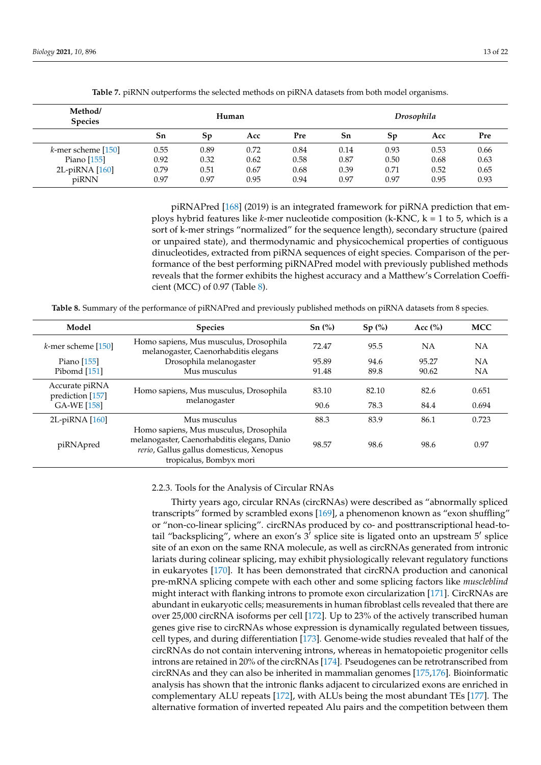**Table 7.** piRNN outperforms the selected methods on piRNA datasets from both model organisms.

| Method/ Species | Human | | | | *Drosophila* | | | |
|---|---|---|---|---|---|---|---|---|
| | Sn | Sp | Acc | Pre | Sn | Sp | Acc | Pre |
| *k*-mer scheme [150] | 0.55 | 0.89 | 0.72 | 0.84 | 0.14 | 0.93 | 0.53 | 0.66 |
| Piano [155] | 0.92 | 0.32 | 0.62 | 0.58 | 0.87 | 0.50 | 0.68 | 0.63 |
| 2L-piRNA [160] | 0.79 | 0.51 | 0.67 | 0.68 | 0.39 | 0.71 | 0.52 | 0.65 |
| piRNN | 0.97 | 0.97 | 0.95 | 0.94 | 0.97 | 0.97 | 0.95 | 0.93 |

piRNAPred [168] (2019) is an integrated framework for piRNA prediction that employs hybrid features like *k*-mer nucleotide composition (k-KNC, k = 1 to 5, which is a sort of k-mer strings "normalized" for the sequence length), secondary structure (paired or unpaired state), and thermodynamic and physicochemical properties of contiguous dinucleotides, extracted from piRNA sequences of eight species. Comparison of the performance of the best performing piRNAPred model with previously published methods reveals that the former exhibits the highest accuracy and a Matthew's Correlation Coefficient (MCC) of 0.97 (Table 8).

**Table 8.** Summary of the performance of piRNAPred and previously published methods on piRNA datasets from 8 species.

| Model | Species | Sn (%) | Sp (%) | Acc (%) | MCC |
|---|---|---|---|---|---|
| *k*-mer scheme [150] | Homo sapiens, Mus musculus, Drosophila melanogaster, Caenorhabditis elegans | 72.47 | 95.5 | NA | NA |
| Piano [155] | Drosophila melanogaster | 95.89 | 94.6 | 95.27 | NA |
| Pibomd [151] | Mus musculus | 91.48 | 89.8 | 90.62 | NA |
| Accurate piRNA prediction [157] | Homo sapiens, Mus musculus, Drosophila melanogaster | 83.10 | 82.10 | 82.6 | 0.651 |
| GA-WE [158] | Homo sapiens, Mus musculus, Drosophila melanogaster | 90.6 | 78.3 | 84.4 | 0.694 |
| 2L-piRNA [160] | Mus musculus | 88.3 | 83.9 | 86.1 | 0.723 |
| piRNApred | Homo sapiens, Mus musculus, Drosophila melanogaster, Caenorhabditis elegans, Danio *rerio*, Gallus gallus domesticus, Xenopus tropicalus, Bombyx mori | 98.57 | 98.6 | 98.6 | 0.97 |

#### 2.2.3. Tools for the Analysis of Circular RNAs

Thirty years ago, circular RNAs (circRNAs) were described as "abnormally spliced transcripts" formed by scrambled exons [169], a phenomenon known as "exon shuffling" or "non-co-linear splicing". circRNAs produced by co- and posttranscriptional head-to-tail "backsplicing", where an exon's 3′ splice site is ligated onto an upstream 5′ splice site of an exon on the same RNA molecule, as well as circRNAs generated from intronic lariats during colinear splicing, may exhibit physiologically relevant regulatory functions in eukaryotes [170]. It has been demonstrated that circRNA production and canonical pre-mRNA splicing compete with each other and some splicing factors like *muscleblind* might interact with flanking introns to promote exon circularization [171]. CircRNAs are abundant in eukaryotic cells; measurements in human fibroblast cells revealed that there are over 25,000 circRNA isoforms per cell [172]. Up to 23% of the actively transcribed human genes give rise to circRNAs whose expression is dynamically regulated between tissues, cell types, and during differentiation [173]. Genome-wide studies revealed that half of the circRNAs do not contain intervening introns, whereas in hematopoietic progenitor cells introns are retained in 20% of the circRNAs [174]. Pseudogenes can be retrotranscribed from circRNAs and they can also be inherited in mammalian genomes [175,176]. Bioinformatic analysis has shown that the intronic flanks adjacent to circularized exons are enriched in complementary ALU repeats [172], with ALUs being the most abundant TEs [177]. The alternative formation of inverted repeated Alu pairs and the competition between them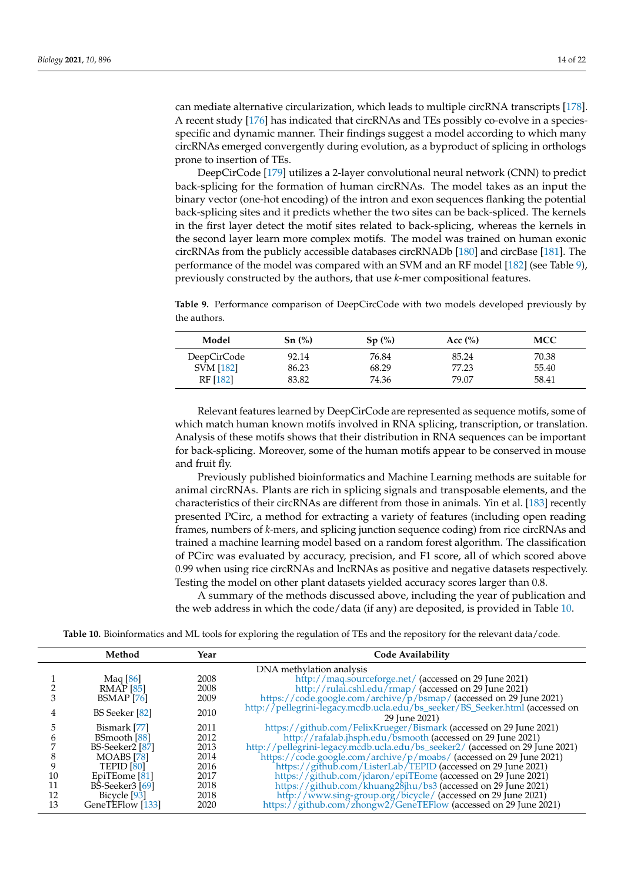can mediate alternative circularization, which leads to multiple circRNA transcripts [178]. A recent study [176] has indicated that circRNAs and TEs possibly co-evolve in a species-specific and dynamic manner. Their findings suggest a model according to which many circRNAs emerged convergently during evolution, as a byproduct of splicing in orthologs prone to insertion of TEs.

DeepCirCode [179] utilizes a 2-layer convolutional neural network (CNN) to predict back-splicing for the formation of human circRNAs. The model takes as an input the binary vector (one-hot encoding) of the intron and exon sequences flanking the potential back-splicing sites and it predicts whether the two sites can be back-spliced. The kernels in the first layer detect the motif sites related to back-splicing, whereas the kernels in the second layer learn more complex motifs. The model was trained on human exonic circRNAs from the publicly accessible databases circRNADb [180] and circBase [181]. The performance of the model was compared with an SVM and an RF model [182] (see Table 9), previously constructed by the authors, that use *k*-mer compositional features.

**Table 9.** Performance comparison of DeepCircCode with two models developed previously by the authors.

| Model | Sn (%) | Sp (%) | Acc (%) | MCC |
|---|---|---|---|---|
| DeepCirCode | 92.14 | 76.84 | 85.24 | 70.38 |
| SVM [182] | 86.23 | 68.29 | 77.23 | 55.40 |
| RF [182] | 83.82 | 74.36 | 79.07 | 58.41 |

Relevant features learned by DeepCirCode are represented as sequence motifs, some of which match human known motifs involved in RNA splicing, transcription, or translation. Analysis of these motifs shows that their distribution in RNA sequences can be important for back-splicing. Moreover, some of the human motifs appear to be conserved in mouse and fruit fly.

Previously published bioinformatics and Machine Learning methods are suitable for animal circRNAs. Plants are rich in splicing signals and transposable elements, and the characteristics of their circRNAs are different from those in animals. Yin et al. [183] recently presented PCirc, a method for extracting a variety of features (including open reading frames, numbers of *k*-mers, and splicing junction sequence coding) from rice circRNAs and trained a machine learning model based on a random forest algorithm. The classification of PCirc was evaluated by accuracy, precision, and F1 score, all of which scored above 0.99 when using rice circRNAs and lncRNAs as positive and negative datasets respectively. Testing the model on other plant datasets yielded accuracy scores larger than 0.8.

A summary of the methods discussed above, including the year of publication and the web address in which the code/data (if any) are deposited, is provided in Table 10.

**Table 10.** Bioinformatics and ML tools for exploring the regulation of TEs and the repository for the relevant data/code.

| | Method | Year | Code Availability |
|---|---|---|---|
| | | | DNA methylation analysis |
| 1 | Maq [86] | 2008 | http://maq.sourceforge.net/ (accessed on 29 June 2021) |
| 2 | RMAP [85] | 2008 | http://rulai.cshl.edu/rmap/ (accessed on 29 June 2021) |
| 3 | BSMAP [76] | 2009 | https://code.google.com/archive/p/bsmap/ (accessed on 29 June 2021) |
| 4 | BS Seeker [82] | 2010 | http://pellegrini-legacy.mcdb.ucla.edu/bs_seeker/BS_Seeker.html (accessed on 29 June 2021) |
| 5 | Bismark [77] | 2011 | https://github.com/FelixKrueger/Bismark (accessed on 29 June 2021) |
| 6 | BSmooth [88] | 2012 | http://rafalab.jhsph.edu/bsmooth (accessed on 29 June 2021) |
| 7 | BS-Seeker2 [87] | 2013 | http://pellegrini-legacy.mcdb.ucla.edu/bs_seeker2/ (accessed on 29 June 2021) |
| 8 | MOABS [78] | 2014 | https://code.google.com/archive/p/moabs/ (accessed on 29 June 2021) |
| 9 | TEPID [80] | 2016 | https://github.com/ListerLab/TEPID (accessed on 29 June 2021) |
| 10 | EpiTEome [81] | 2017 | https://github.com/jdaron/epiTEome (accessed on 29 June 2021) |
| 11 | BS-Seeker3 [69] | 2018 | https://github.com/khuang28jhu/bs3 (accessed on 29 June 2021) |
| 12 | Bicycle [93] | 2018 | http://www.sing-group.org/bicycle/ (accessed on 29 June 2021) |
| 13 | GeneTEFlow [133] | 2020 | https://github.com/zhongw2/GeneTEFlow (accessed on 29 June 2021) |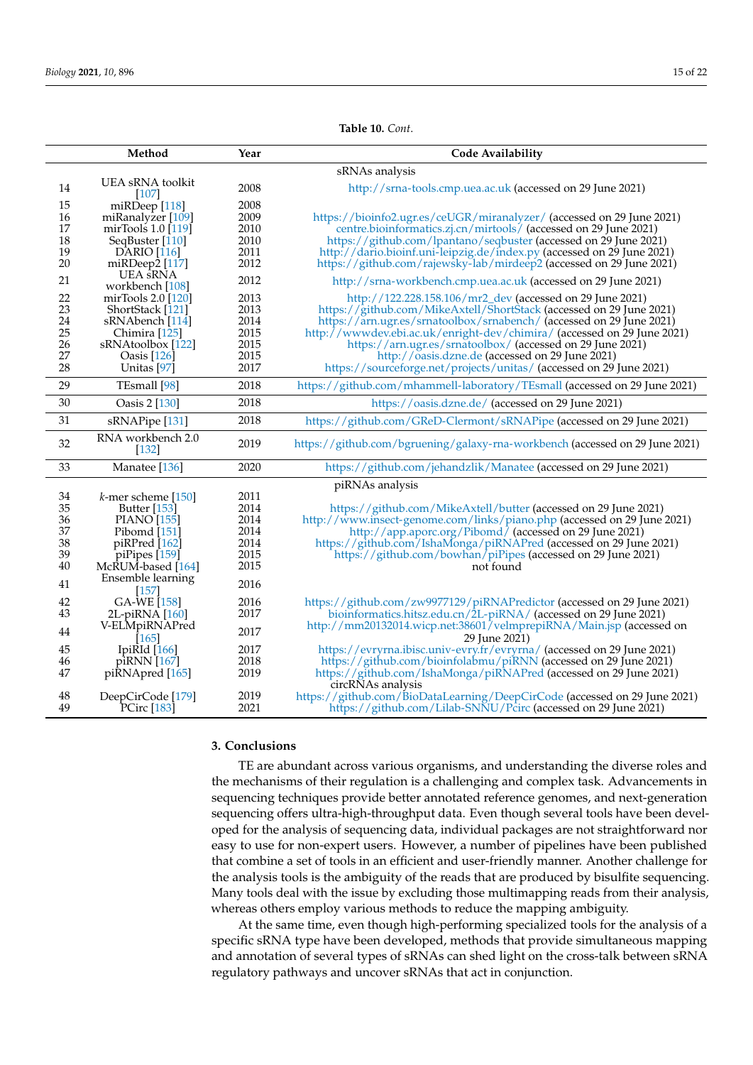**Table 10.** *Cont.*

| | Method | Year | Code Availability |
|---|---|---|---|
| | | | sRNAs analysis |
| 14 | UEA sRNA toolkit [107] | 2008 | http://srna-tools.cmp.uea.ac.uk (accessed on 29 June 2021) |
| 15 | miRDeep [118] | 2008 | |
| 16 | miRanalyzer [109] | 2009 | https://bioinfo2.ugr.es/ceUGR/miranalyzer/ (accessed on 29 June 2021) |
| 17 | mirTools 1.0 [119] | 2010 | centre.bioinformatics.zj.cn/mirtools/ (accessed on 29 June 2021) |
| 18 | SeqBuster [110] | 2010 | https://github.com/lpantano/seqbuster (accessed on 29 June 2021) |
| 19 | DARIO [116] | 2011 | http://dario.bioinf.uni-leipzig.de/index.py (accessed on 29 June 2021) |
| 20 | miRDeep2 [117] | 2012 | https://github.com/rajewsky-lab/mirdeep2 (accessed on 29 June 2021) |
| 21 | UEA sRNA workbench [108] | 2012 | http://srna-workbench.cmp.uea.ac.uk (accessed on 29 June 2021) |
| 22 | mirTools 2.0 [120] | 2013 | http://122.228.158.106/mr2_dev (accessed on 29 June 2021) |
| 23 | ShortStack [121] | 2013 | https://github.com/MikeAxtell/ShortStack (accessed on 29 June 2021) |
| 24 | sRNAbench [114] | 2014 | https://arn.ugr.es/srnatoolbox/srnabench/ (accessed on 29 June 2021) |
| 25 | Chimira [125] | 2015 | http://wwwdev.ebi.ac.uk/enright-dev/chimira/ (accessed on 29 June 2021) |
| 26 | sRNAtoolbox [122] | 2015 | https://arn.ugr.es/srnatoolbox/ (accessed on 29 June 2021) |
| 27 | Oasis [126] | 2015 | http://oasis.dzne.de (accessed on 29 June 2021) |
| 28 | Unitas [97] | 2017 | https://sourceforge.net/projects/unitas/ (accessed on 29 June 2021) |
| 29 | TEsmall [98] | 2018 | https://github.com/mhammell-laboratory/TEsmall (accessed on 29 June 2021) |
| 30 | Oasis 2 [130] | 2018 | https://oasis.dzne.de/ (accessed on 29 June 2021) |
| 31 | sRNAPipe [131] | 2018 | https://github.com/GReD-Clermont/sRNAPipe (accessed on 29 June 2021) |
| 32 | RNA workbench 2.0 [132] | 2019 | https://github.com/bgruening/galaxy-rna-workbench (accessed on 29 June 2021) |
| 33 | Manatee [136] | 2020 | https://github.com/jehandzlik/Manatee (accessed on 29 June 2021) |
| | | | piRNAs analysis |
| 34 | *k*-mer scheme [150] | 2011 | |
| 35 | Butter [153] | 2014 | https://github.com/MikeAxtell/butter (accessed on 29 June 2021) |
| 36 | PIANO [155] | 2014 | http://www.insect-genome.com/links/piano.php (accessed on 29 June 2021) |
| 37 | Pibomd [151] | 2014 | http://app.aporc.org/Pibomd/ (accessed on 29 June 2021) |
| 38 | piRPred [162] | 2014 | https://github.com/IshaMonga/piRNAPred (accessed on 29 June 2021) |
| 39 | piPipes [159] | 2015 | https://github.com/bowhan/piPipes (accessed on 29 June 2021) |
| 40 | McRUM-based [164] | 2015 | not found |
| 41 | Ensemble learning [157] | 2016 | |
| 42 | GA-WE [158] | 2016 | https://github.com/zw9977129/piRNAPredictor (accessed on 29 June 2021) |
| 43 | 2L-piRNA [160] | 2017 | bioinformatics.hitsz.edu.cn/2L-piRNA/ (accessed on 29 June 2021) |
| 44 | V-ELMpiRNAPred [165] | 2017 | http://mm20132014.wicp.net:38601/velmprepiRNA/Main.jsp (accessed on 29 June 2021) |
| 45 | IpiRId [166] | 2017 | https://evryrna.ibisc.univ-evry.fr/evryrna/ (accessed on 29 June 2021) |
| 46 | piRNN [167] | 2018 | https://github.com/bioinfolabmu/piRNN (accessed on 29 June 2021) |
| 47 | piRNApred [165] | 2019 | https://github.com/IshaMonga/piRNAPred (accessed on 29 June 2021) |
| | | | circRNAs analysis |
| 48 | DeepCirCode [179] | 2019 | https://github.com/BioDataLearning/DeepCirCode (accessed on 29 June 2021) |
| 49 | PCirc [183] | 2021 | https://github.com/Lilab-SNNU/Pcirc (accessed on 29 June 2021) |

## 3. Conclusions

TE are abundant across various organisms, and understanding the diverse roles and the mechanisms of their regulation is a challenging and complex task. Advancements in sequencing techniques provide better annotated reference genomes, and next-generation sequencing offers ultra-high-throughput data. Even though several tools have been developed for the analysis of sequencing data, individual packages are not straightforward nor easy to use for non-expert users. However, a number of pipelines have been published that combine a set of tools in an efficient and user-friendly manner. Another challenge for the analysis tools is the ambiguity of the reads that are produced by bisulfite sequencing. Many tools deal with the issue by excluding those multimapping reads from their analysis, whereas others employ various methods to reduce the mapping ambiguity.

At the same time, even though high-performing specialized tools for the analysis of a specific sRNA type have been developed, methods that provide simultaneous mapping and annotation of several types of sRNAs can shed light on the cross-talk between sRNA regulatory pathways and uncover sRNAs that act in conjunction.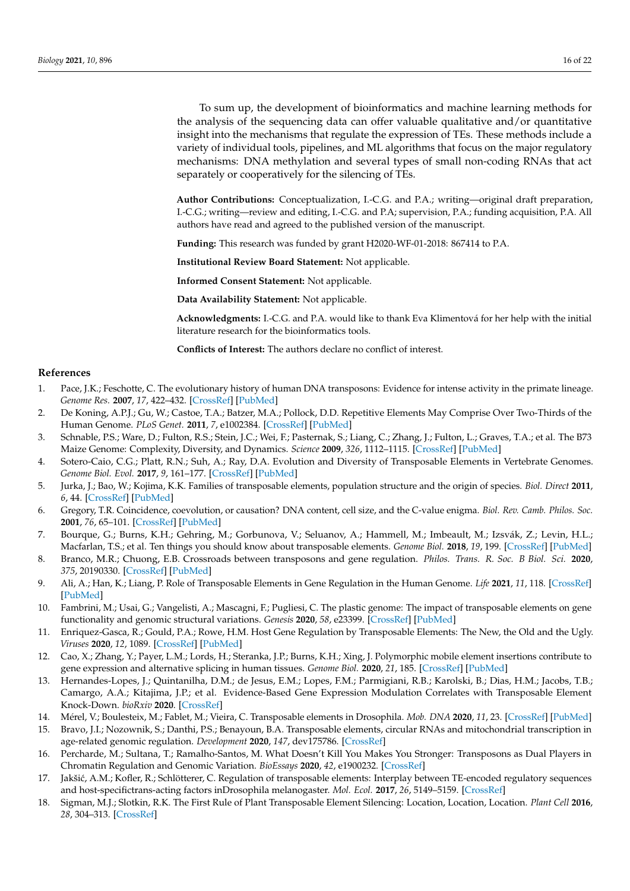To sum up, the development of bioinformatics and machine learning methods for the analysis of the sequencing data can offer valuable qualitative and/or quantitative insight into the mechanisms that regulate the expression of TEs. These methods include a variety of individual tools, pipelines, and ML algorithms that focus on the major regulatory mechanisms: DNA methylation and several types of small non-coding RNAs that act separately or cooperatively for the silencing of TEs.

**Author Contributions:** Conceptualization, I.-C.G. and P.A.; writing—original draft preparation, I.-C.G.; writing—review and editing, I.-C.G. and P.A; supervision, P.A.; funding acquisition, P.A. All authors have read and agreed to the published version of the manuscript.

**Funding:** This research was funded by grant H2020-WF-01-2018: 867414 to P.A.

**Institutional Review Board Statement:** Not applicable.

**Informed Consent Statement:** Not applicable.

**Data Availability Statement:** Not applicable.

**Acknowledgments:** I.-C.G. and P.A. would like to thank Eva Klimentová for her help with the initial literature research for the bioinformatics tools.

**Conflicts of Interest:** The authors declare no conflict of interest.

## References

1. Pace, J.K.; Feschotte, C. The evolutionary history of human DNA transposons: Evidence for intense activity in the primate lineage. *Genome Res.* **2007**, *17*, 422–432. [CrossRef] [PubMed]
2. De Koning, A.P.J.; Gu, W.; Castoe, T.A.; Batzer, M.A.; Pollock, D.D. Repetitive Elements May Comprise Over Two-Thirds of the Human Genome. *PLoS Genet.* **2011**, *7*, e1002384. [CrossRef] [PubMed]
3. Schnable, P.S.; Ware, D.; Fulton, R.S.; Stein, J.C.; Wei, F.; Pasternak, S.; Liang, C.; Zhang, J.; Fulton, L.; Graves, T.A.; et al. The B73 Maize Genome: Complexity, Diversity, and Dynamics. *Science* **2009**, *326*, 1112–1115. [CrossRef] [PubMed]
4. Sotero-Caio, C.G.; Platt, R.N.; Suh, A.; Ray, D.A. Evolution and Diversity of Transposable Elements in Vertebrate Genomes. *Genome Biol. Evol.* **2017**, *9*, 161–177. [CrossRef] [PubMed]
5. Jurka, J.; Bao, W.; Kojima, K.K. Families of transposable elements, population structure and the origin of species. *Biol. Direct* **2011**, *6*, 44. [CrossRef] [PubMed]
6. Gregory, T.R. Coincidence, coevolution, or causation? DNA content, cell size, and the C-value enigma. *Biol. Rev. Camb. Philos. Soc.* **2001**, *76*, 65–101. [CrossRef] [PubMed]
7. Bourque, G.; Burns, K.H.; Gehring, M.; Gorbunova, V.; Seluanov, A.; Hammell, M.; Imbeault, M.; Izsvák, Z.; Levin, H.L.; Macfarlan, T.S.; et al. Ten things you should know about transposable elements. *Genome Biol.* **2018**, *19*, 199. [CrossRef] [PubMed]
8. Branco, M.R.; Chuong, E.B. Crossroads between transposons and gene regulation. *Philos. Trans. R. Soc. B Biol. Sci.* **2020**, *375*, 20190330. [CrossRef] [PubMed]
9. Ali, A.; Han, K.; Liang, P. Role of Transposable Elements in Gene Regulation in the Human Genome. *Life* **2021**, *11*, 118. [CrossRef] [PubMed]
10. Fambrini, M.; Usai, G.; Vangelisti, A.; Mascagni, F.; Pugliesi, C. The plastic genome: The impact of transposable elements on gene functionality and genomic structural variations. *Genesis* **2020**, *58*, e23399. [CrossRef] [PubMed]
11. Enriquez-Gasca, R.; Gould, P.A.; Rowe, H.M. Host Gene Regulation by Transposable Elements: The New, the Old and the Ugly. *Viruses* **2020**, *12*, 1089. [CrossRef] [PubMed]
12. Cao, X.; Zhang, Y.; Payer, L.M.; Lords, H.; Steranka, J.P.; Burns, K.H.; Xing, J. Polymorphic mobile element insertions contribute to gene expression and alternative splicing in human tissues. *Genome Biol.* **2020**, *21*, 185. [CrossRef] [PubMed]
13. Hernandes-Lopes, J.; Quintanilha, D.M.; de Jesus, E.M.; Lopes, F.M.; Parmigiani, R.B.; Karolski, B.; Dias, H.M.; Jacobs, T.B.; Camargo, A.A.; Kitajima, J.P.; et al. Evidence-Based Gene Expression Modulation Correlates with Transposable Element Knock-Down. *bioRxiv* **2020**. [CrossRef]
14. Mérel, V.; Boulesteix, M.; Fablet, M.; Vieira, C. Transposable elements in Drosophila. *Mob. DNA* **2020**, *11*, 23. [CrossRef] [PubMed]
15. Bravo, J.I.; Nozownik, S.; Danthi, P.S.; Benayoun, B.A. Transposable elements, circular RNAs and mitochondrial transcription in age-related genomic regulation. *Development* **2020**, *147*, dev175786. [CrossRef]
16. Percharde, M.; Sultana, T.; Ramalho-Santos, M. What Doesn't Kill You Makes You Stronger: Transposons as Dual Players in Chromatin Regulation and Genomic Variation. *BioEssays* **2020**, *42*, e1900232. [CrossRef]
17. Jakšić, A.M.; Kofler, R.; Schlötterer, C. Regulation of transposable elements: Interplay between TE-encoded regulatory sequences and host-specifictrans-acting factors inDrosophila melanogaster. *Mol. Ecol.* **2017**, *26*, 5149–5159. [CrossRef]
18. Sigman, M.J.; Slotkin, R.K. The First Rule of Plant Transposable Element Silencing: Location, Location, Location. *Plant Cell* **2016**, *28*, 304–313. [CrossRef]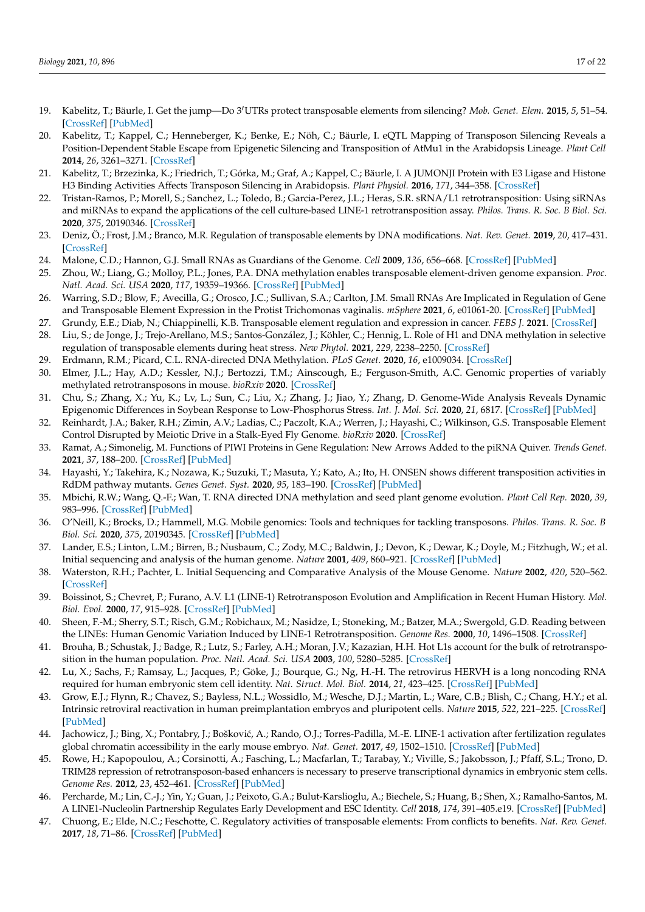19. Kabelitz, T.; Bäurle, I. Get the jump—Do 3′UTRs protect transposable elements from silencing? *Mob. Genet. Elem.* **2015**, *5*, 51–54. [CrossRef] [PubMed]
20. Kabelitz, T.; Kappel, C.; Henneberger, K.; Benke, E.; Nöh, C.; Bäurle, I. eQTL Mapping of Transposon Silencing Reveals a Position-Dependent Stable Escape from Epigenetic Silencing and Transposition of AtMu1 in the Arabidopsis Lineage. *Plant Cell* **2014**, *26*, 3261–3271. [CrossRef]
21. Kabelitz, T.; Brzezinka, K.; Friedrich, T.; Górka, M.; Graf, A.; Kappel, C.; Bäurle, I. A JUMONJI Protein with E3 Ligase and Histone H3 Binding Activities Affects Transposon Silencing in Arabidopsis. *Plant Physiol.* **2016**, *171*, 344–358. [CrossRef]
22. Tristan-Ramos, P.; Morell, S.; Sanchez, L.; Toledo, B.; Garcia-Perez, J.L.; Heras, S.R. sRNA/L1 retrotransposition: Using siRNAs and miRNAs to expand the applications of the cell culture-based LINE-1 retrotransposition assay. *Philos. Trans. R. Soc. B Biol. Sci.* **2020**, *375*, 20190346. [CrossRef]
23. Deniz, Ö.; Frost, J.M.; Branco, M.R. Regulation of transposable elements by DNA modifications. *Nat. Rev. Genet.* **2019**, *20*, 417–431. [CrossRef]
24. Malone, C.D.; Hannon, G.J. Small RNAs as Guardians of the Genome. *Cell* **2009**, *136*, 656–668. [CrossRef] [PubMed]
25. Zhou, W.; Liang, G.; Molloy, P.L.; Jones, P.A. DNA methylation enables transposable element-driven genome expansion. *Proc. Natl. Acad. Sci. USA* **2020**, *117*, 19359–19366. [CrossRef] [PubMed]
26. Warring, S.D.; Blow, F.; Avecilla, G.; Orosco, J.C.; Sullivan, S.A.; Carlton, J.M. Small RNAs Are Implicated in Regulation of Gene and Transposable Element Expression in the Protist Trichomonas vaginalis. *mSphere* **2021**, *6*, e01061-20. [CrossRef] [PubMed]
27. Grundy, E.E.; Diab, N.; Chiappinelli, K.B. Transposable element regulation and expression in cancer. *FEBS J.* **2021**. [CrossRef]
28. Liu, S.; de Jonge, J.; Trejo-Arellano, M.S.; Santos-González, J.; Köhler, C.; Hennig, L. Role of H1 and DNA methylation in selective regulation of transposable elements during heat stress. *New Phytol.* **2021**, *229*, 2238–2250. [CrossRef]
29. Erdmann, R.M.; Picard, C.L. RNA-directed DNA Methylation. *PLoS Genet.* **2020**, *16*, e1009034. [CrossRef]
30. Elmer, J.L.; Hay, A.D.; Kessler, N.J.; Bertozzi, T.M.; Ainscough, E.; Ferguson-Smith, A.C. Genomic properties of variably methylated retrotransposons in mouse. *bioRxiv* **2020**. [CrossRef]
31. Chu, S.; Zhang, X.; Yu, K.; Lv, L.; Sun, C.; Liu, X.; Zhang, J.; Jiao, Y.; Zhang, D. Genome-Wide Analysis Reveals Dynamic Epigenomic Differences in Soybean Response to Low-Phosphorus Stress. *Int. J. Mol. Sci.* **2020**, *21*, 6817. [CrossRef] [PubMed]
32. Reinhardt, J.A.; Baker, R.H.; Zimin, A.V.; Ladias, C.; Paczolt, K.A.; Werren, J.; Hayashi, C.; Wilkinson, G.S. Transposable Element Control Disrupted by Meiotic Drive in a Stalk-Eyed Fly Genome. *bioRxiv* **2020**. [CrossRef]
33. Ramat, A.; Simonelig, M. Functions of PIWI Proteins in Gene Regulation: New Arrows Added to the piRNA Quiver. *Trends Genet.* **2021**, *37*, 188–200. [CrossRef] [PubMed]
34. Hayashi, Y.; Takehira, K.; Nozawa, K.; Suzuki, T.; Masuta, Y.; Kato, A.; Ito, H. ONSEN shows different transposition activities in RdDM pathway mutants. *Genes Genet. Syst.* **2020**, *95*, 183–190. [CrossRef] [PubMed]
35. Mbichi, R.W.; Wang, Q.-F.; Wan, T. RNA directed DNA methylation and seed plant genome evolution. *Plant Cell Rep.* **2020**, *39*, 983–996. [CrossRef] [PubMed]
36. O'Neill, K.; Brocks, D.; Hammell, M.G. Mobile genomics: Tools and techniques for tackling transposons. *Philos. Trans. R. Soc. B Biol. Sci.* **2020**, *375*, 20190345. [CrossRef] [PubMed]
37. Lander, E.S.; Linton, L.M.; Birren, B.; Nusbaum, C.; Zody, M.C.; Baldwin, J.; Devon, K.; Dewar, K.; Doyle, M.; Fitzhugh, W.; et al. Initial sequencing and analysis of the human genome. *Nature* **2001**, *409*, 860–921. [CrossRef] [PubMed]
38. Waterston, R.H.; Pachter, L. Initial Sequencing and Comparative Analysis of the Mouse Genome. *Nature* **2002**, *420*, 520–562. [CrossRef]
39. Boissinot, S.; Chevret, P.; Furano, A.V. L1 (LINE-1) Retrotransposon Evolution and Amplification in Recent Human History. *Mol. Biol. Evol.* **2000**, *17*, 915–928. [CrossRef] [PubMed]
40. Sheen, F.-M.; Sherry, S.T.; Risch, G.M.; Robichaux, M.; Nasidze, I.; Stoneking, M.; Batzer, M.A.; Swergold, G.D. Reading between the LINEs: Human Genomic Variation Induced by LINE-1 Retrotransposition. *Genome Res.* **2000**, *10*, 1496–1508. [CrossRef]
41. Brouha, B.; Schustak, J.; Badge, R.; Lutz, S.; Farley, A.H.; Moran, J.V.; Kazazian, H.H. Hot L1s account for the bulk of retrotransposition in the human population. *Proc. Natl. Acad. Sci. USA* **2003**, *100*, 5280–5285. [CrossRef]
42. Lu, X.; Sachs, F.; Ramsay, L.; Jacques, P.; Göke, J.; Bourque, G.; Ng, H.-H. The retrovirus HERVH is a long noncoding RNA required for human embryonic stem cell identity. *Nat. Struct. Mol. Biol.* **2014**, *21*, 423–425. [CrossRef] [PubMed]
43. Grow, E.J.; Flynn, R.; Chavez, S.; Bayless, N.L.; Wossidlo, M.; Wesche, D.J.; Martin, L.; Ware, C.B.; Blish, C.; Chang, H.Y.; et al. Intrinsic retroviral reactivation in human preimplantation embryos and pluripotent cells. *Nature* **2015**, *522*, 221–225. [CrossRef] [PubMed]
44. Jachowicz, J.; Bing, X.; Pontabry, J.; Bošković, A.; Rando, O.J.; Torres-Padilla, M.-E. LINE-1 activation after fertilization regulates global chromatin accessibility in the early mouse embryo. *Nat. Genet.* **2017**, *49*, 1502–1510. [CrossRef] [PubMed]
45. Rowe, H.; Kapopoulou, A.; Corsinotti, A.; Fasching, L.; Macfarlan, T.; Tarabay, Y.; Viville, S.; Jakobsson, J.; Pfaff, S.L.; Trono, D. TRIM28 repression of retrotransposon-based enhancers is necessary to preserve transcriptional dynamics in embryonic stem cells. *Genome Res.* **2012**, *23*, 452–461. [CrossRef] [PubMed]
46. Percharde, M.; Lin, C.-J.; Yin, Y.; Guan, J.; Peixoto, G.A.; Bulut-Karslioglu, A.; Biechele, S.; Huang, B.; Shen, X.; Ramalho-Santos, M. A LINE1-Nucleolin Partnership Regulates Early Development and ESC Identity. *Cell* **2018**, *174*, 391–405.e19. [CrossRef] [PubMed]
47. Chuong, E.; Elde, N.C.; Feschotte, C. Regulatory activities of transposable elements: From conflicts to benefits. *Nat. Rev. Genet.* **2017**, *18*, 71–86. [CrossRef] [PubMed]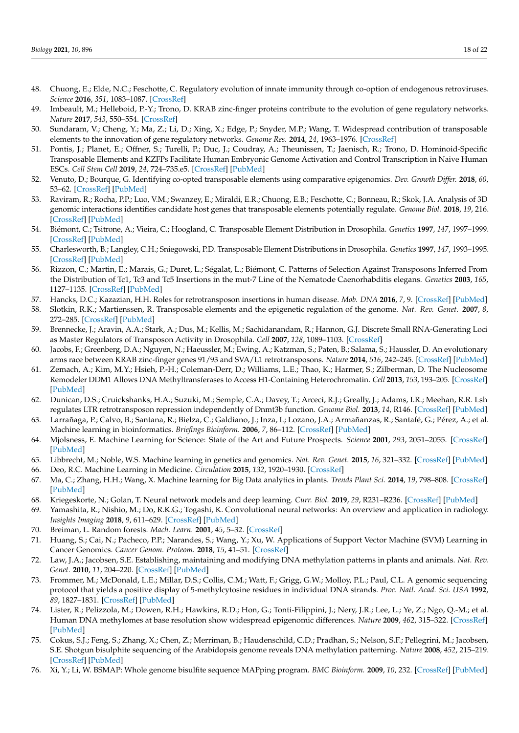48. Chuong, E.; Elde, N.C.; Feschotte, C. Regulatory evolution of innate immunity through co-option of endogenous retroviruses. *Science* **2016**, *351*, 1083–1087. [CrossRef]
49. Imbeault, M.; Helleboid, P.-Y.; Trono, D. KRAB zinc-finger proteins contribute to the evolution of gene regulatory networks. *Nature* **2017**, *543*, 550–554. [CrossRef]
50. Sundaram, V.; Cheng, Y.; Ma, Z.; Li, D.; Xing, X.; Edge, P.; Snyder, M.P.; Wang, T. Widespread contribution of transposable elements to the innovation of gene regulatory networks. *Genome Res.* **2014**, *24*, 1963–1976. [CrossRef]
51. Pontis, J.; Planet, E.; Offner, S.; Turelli, P.; Duc, J.; Coudray, A.; Theunissen, T.; Jaenisch, R.; Trono, D. Hominoid-Specific Transposable Elements and KZFPs Facilitate Human Embryonic Genome Activation and Control Transcription in Naive Human ESCs. *Cell Stem Cell* **2019**, *24*, 724–735.e5. [CrossRef] [PubMed]
52. Venuto, D.; Bourque, G. Identifying co-opted transposable elements using comparative epigenomics. *Dev. Growth Differ.* **2018**, *60*, 53–62. [CrossRef] [PubMed]
53. Raviram, R.; Rocha, P.P.; Luo, V.M.; Swanzey, E.; Miraldi, E.R.; Chuong, E.B.; Feschotte, C.; Bonneau, R.; Skok, J.A. Analysis of 3D genomic interactions identifies candidate host genes that transposable elements potentially regulate. *Genome Biol.* **2018**, *19*, 216. [CrossRef] [PubMed]
54. Biémont, C.; Tsitrone, A.; Vieira, C.; Hoogland, C. Transposable Element Distribution in Drosophila. *Genetics* **1997**, *147*, 1997–1999. [CrossRef] [PubMed]
55. Charlesworth, B.; Langley, C.H.; Sniegowski, P.D. Transposable Element Distributions in Drosophila. *Genetics* **1997**, *147*, 1993–1995. [CrossRef] [PubMed]
56. Rizzon, C.; Martin, E.; Marais, G.; Duret, L.; Ségalat, L.; Biémont, C. Patterns of Selection Against Transposons Inferred From the Distribution of Tc1, Tc3 and Tc5 Insertions in the mut-7 Line of the Nematode Caenorhabditis elegans. *Genetics* **2003**, *165*, 1127–1135. [CrossRef] [PubMed]
57. Hancks, D.C.; Kazazian, H.H. Roles for retrotransposon insertions in human disease. *Mob. DNA* **2016**, *7*, 9. [CrossRef] [PubMed]
58. Slotkin, R.K.; Martienssen, R. Transposable elements and the epigenetic regulation of the genome. *Nat. Rev. Genet.* **2007**, *8*, 272–285. [CrossRef] [PubMed]
59. Brennecke, J.; Aravin, A.A.; Stark, A.; Dus, M.; Kellis, M.; Sachidanandam, R.; Hannon, G.J. Discrete Small RNA-Generating Loci as Master Regulators of Transposon Activity in Drosophila. *Cell* **2007**, *128*, 1089–1103. [CrossRef]
60. Jacobs, F.; Greenberg, D.A.; Nguyen, N.; Haeussler, M.; Ewing, A.; Katzman, S.; Paten, B.; Salama, S.; Haussler, D. An evolutionary arms race between KRAB zinc-finger genes 91/93 and SVA/L1 retrotransposons. *Nature* **2014**, *516*, 242–245. [CrossRef] [PubMed]
61. Zemach, A.; Kim, M.Y.; Hsieh, P.-H.; Coleman-Derr, D.; Williams, L.E.; Thao, K.; Harmer, S.; Zilberman, D. The Nucleosome Remodeler DDM1 Allows DNA Methyltransferases to Access H1-Containing Heterochromatin. *Cell* **2013**, *153*, 193–205. [CrossRef] [PubMed]
62. Dunican, D.S.; Cruickshanks, H.A.; Suzuki, M.; Semple, C.A.; Davey, T.; Arceci, R.J.; Greally, J.; Adams, I.R.; Meehan, R.R. Lsh regulates LTR retrotransposon repression independently of Dnmt3b function. *Genome Biol.* **2013**, *14*, R146. [CrossRef] [PubMed]
63. Larrañaga, P.; Calvo, B.; Santana, R.; Bielza, C.; Galdiano, J.; Inza, I.; Lozano, J.A.; Armañanzas, R.; Santafé, G.; Pérez, A.; et al. Machine learning in bioinformatics. *Briefings Bioinform.* **2006**, *7*, 86–112. [CrossRef] [PubMed]
64. Mjolsness, E. Machine Learning for Science: State of the Art and Future Prospects. *Science* **2001**, *293*, 2051–2055. [CrossRef] [PubMed]
65. Libbrecht, M.; Noble, W.S. Machine learning in genetics and genomics. *Nat. Rev. Genet.* **2015**, *16*, 321–332. [CrossRef] [PubMed]
66. Deo, R.C. Machine Learning in Medicine. *Circulation* **2015**, *132*, 1920–1930. [CrossRef]
67. Ma, C.; Zhang, H.H.; Wang, X. Machine learning for Big Data analytics in plants. *Trends Plant Sci.* **2014**, *19*, 798–808. [CrossRef] [PubMed]
68. Kriegeskorte, N.; Golan, T. Neural network models and deep learning. *Curr. Biol.* **2019**, *29*, R231–R236. [CrossRef] [PubMed]
69. Yamashita, R.; Nishio, M.; Do, R.K.G.; Togashi, K. Convolutional neural networks: An overview and application in radiology. *Insights Imaging* **2018**, *9*, 611–629. [CrossRef] [PubMed]
70. Breiman, L. Random forests. *Mach. Learn.* **2001**, *45*, 5–32. [CrossRef]
71. Huang, S.; Cai, N.; Pacheco, P.P.; Narandes, S.; Wang, Y.; Xu, W. Applications of Support Vector Machine (SVM) Learning in Cancer Genomics. *Cancer Genom. Proteom.* **2018**, *15*, 41–51. [CrossRef]
72. Law, J.A.; Jacobsen, S.E. Establishing, maintaining and modifying DNA methylation patterns in plants and animals. *Nat. Rev. Genet.* **2010**, *11*, 204–220. [CrossRef] [PubMed]
73. Frommer, M.; McDonald, L.E.; Millar, D.S.; Collis, C.M.; Watt, F.; Grigg, G.W.; Molloy, P.L.; Paul, C.L. A genomic sequencing protocol that yields a positive display of 5-methylcytosine residues in individual DNA strands. *Proc. Natl. Acad. Sci. USA* **1992**, *89*, 1827–1831. [CrossRef] [PubMed]
74. Lister, R.; Pelizzola, M.; Dowen, R.H.; Hawkins, R.D.; Hon, G.; Tonti-Filippini, J.; Nery, J.R.; Lee, L.; Ye, Z.; Ngo, Q.-M.; et al. Human DNA methylomes at base resolution show widespread epigenomic differences. *Nature* **2009**, *462*, 315–322. [CrossRef] [PubMed]
75. Cokus, S.J.; Feng, S.; Zhang, X.; Chen, Z.; Merriman, B.; Haudenschild, C.D.; Pradhan, S.; Nelson, S.F.; Pellegrini, M.; Jacobsen, S.E. Shotgun bisulphite sequencing of the Arabidopsis genome reveals DNA methylation patterning. *Nature* **2008**, *452*, 215–219. [CrossRef] [PubMed]
76. Xi, Y.; Li, W. BSMAP: Whole genome bisulfite sequence MAPping program. *BMC Bioinform.* **2009**, *10*, 232. [CrossRef] [PubMed]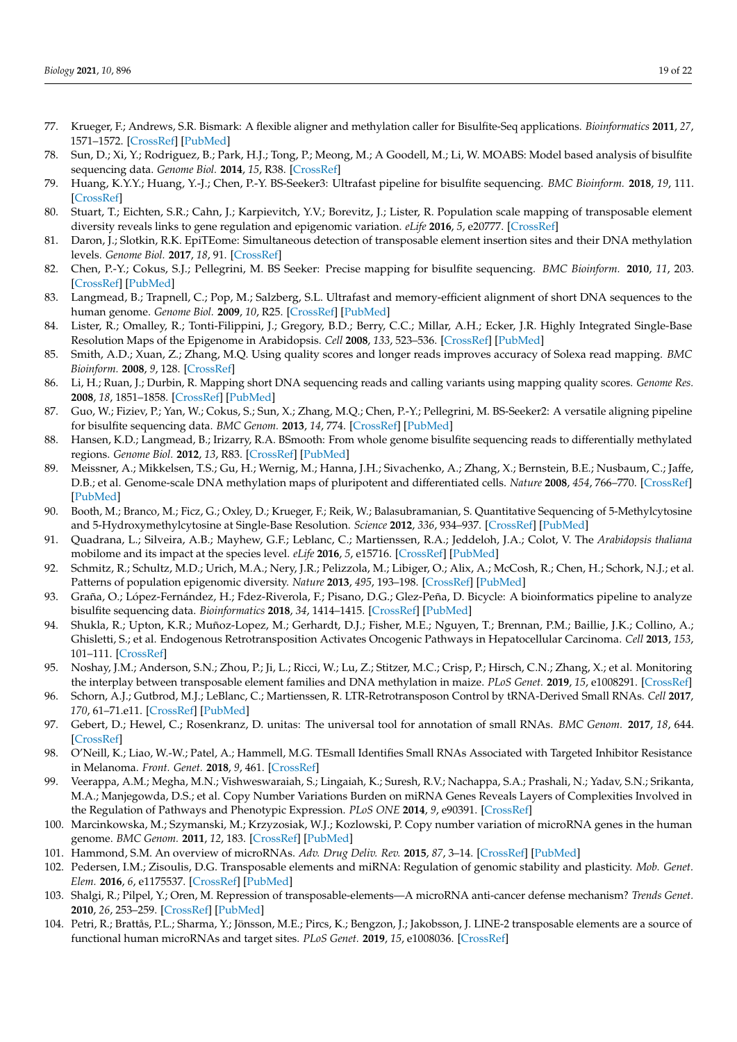77. Krueger, F.; Andrews, S.R. Bismark: A flexible aligner and methylation caller for Bisulfite-Seq applications. *Bioinformatics* **2011**, *27*, 1571–1572. [CrossRef] [PubMed]
78. Sun, D.; Xi, Y.; Rodriguez, B.; Park, H.J.; Tong, P.; Meong, M.; A Goodell, M.; Li, W. MOABS: Model based analysis of bisulfite sequencing data. *Genome Biol.* **2014**, *15*, R38. [CrossRef]
79. Huang, K.Y.Y.; Huang, Y.-J.; Chen, P.-Y. BS-Seeker3: Ultrafast pipeline for bisulfite sequencing. *BMC Bioinform.* **2018**, *19*, 111. [CrossRef]
80. Stuart, T.; Eichten, S.R.; Cahn, J.; Karpievitch, Y.V.; Borevitz, J.; Lister, R. Population scale mapping of transposable element diversity reveals links to gene regulation and epigenomic variation. *eLife* **2016**, *5*, e20777. [CrossRef]
81. Daron, J.; Slotkin, R.K. EpiTEome: Simultaneous detection of transposable element insertion sites and their DNA methylation levels. *Genome Biol.* **2017**, *18*, 91. [CrossRef]
82. Chen, P.-Y.; Cokus, S.J.; Pellegrini, M. BS Seeker: Precise mapping for bisulfite sequencing. *BMC Bioinform.* **2010**, *11*, 203. [CrossRef] [PubMed]
83. Langmead, B.; Trapnell, C.; Pop, M.; Salzberg, S.L. Ultrafast and memory-efficient alignment of short DNA sequences to the human genome. *Genome Biol.* **2009**, *10*, R25. [CrossRef] [PubMed]
84. Lister, R.; Omalley, R.; Tonti-Filippini, J.; Gregory, B.D.; Berry, C.C.; Millar, A.H.; Ecker, J.R. Highly Integrated Single-Base Resolution Maps of the Epigenome in Arabidopsis. *Cell* **2008**, *133*, 523–536. [CrossRef] [PubMed]
85. Smith, A.D.; Xuan, Z.; Zhang, M.Q. Using quality scores and longer reads improves accuracy of Solexa read mapping. *BMC Bioinform.* **2008**, *9*, 128. [CrossRef]
86. Li, H.; Ruan, J.; Durbin, R. Mapping short DNA sequencing reads and calling variants using mapping quality scores. *Genome Res.* **2008**, *18*, 1851–1858. [CrossRef] [PubMed]
87. Guo, W.; Fiziev, P.; Yan, W.; Cokus, S.; Sun, X.; Zhang, M.Q.; Chen, P.-Y.; Pellegrini, M. BS-Seeker2: A versatile aligning pipeline for bisulfite sequencing data. *BMC Genom.* **2013**, *14*, 774. [CrossRef] [PubMed]
88. Hansen, K.D.; Langmead, B.; Irizarry, R.A. BSmooth: From whole genome bisulfite sequencing reads to differentially methylated regions. *Genome Biol.* **2012**, *13*, R83. [CrossRef] [PubMed]
89. Meissner, A.; Mikkelsen, T.S.; Gu, H.; Wernig, M.; Hanna, J.H.; Sivachenko, A.; Zhang, X.; Bernstein, B.E.; Nusbaum, C.; Jaffe, D.B.; et al. Genome-scale DNA methylation maps of pluripotent and differentiated cells. *Nature* **2008**, *454*, 766–770. [CrossRef] [PubMed]
90. Booth, M.; Branco, M.; Ficz, G.; Oxley, D.; Krueger, F.; Reik, W.; Balasubramanian, S. Quantitative Sequencing of 5-Methylcytosine and 5-Hydroxymethylcytosine at Single-Base Resolution. *Science* **2012**, *336*, 934–937. [CrossRef] [PubMed]
91. Quadrana, L.; Silveira, A.B.; Mayhew, G.F.; Leblanc, C.; Martienssen, R.A.; Jeddeloh, J.A.; Colot, V. The *Arabidopsis thaliana* mobilome and its impact at the species level. *eLife* **2016**, *5*, e15716. [CrossRef] [PubMed]
92. Schmitz, R.; Schultz, M.D.; Urich, M.A.; Nery, J.R.; Pelizzola, M.; Libiger, O.; Alix, A.; McCosh, R.; Chen, H.; Schork, N.J.; et al. Patterns of population epigenomic diversity. *Nature* **2013**, *495*, 193–198. [CrossRef] [PubMed]
93. Graña, O.; López-Fernández, H.; Fdez-Riverola, F.; Pisano, D.G.; Glez-Peña, D. Bicycle: A bioinformatics pipeline to analyze bisulfite sequencing data. *Bioinformatics* **2018**, *34*, 1414–1415. [CrossRef] [PubMed]
94. Shukla, R.; Upton, K.R.; Muñoz-Lopez, M.; Gerhardt, D.J.; Fisher, M.E.; Nguyen, T.; Brennan, P.M.; Baillie, J.K.; Collino, A.; Ghisletti, S.; et al. Endogenous Retrotransposition Activates Oncogenic Pathways in Hepatocellular Carcinoma. *Cell* **2013**, *153*, 101–111. [CrossRef]
95. Noshay, J.M.; Anderson, S.N.; Zhou, P.; Ji, L.; Ricci, W.; Lu, Z.; Stitzer, M.C.; Crisp, P.; Hirsch, C.N.; Zhang, X.; et al. Monitoring the interplay between transposable element families and DNA methylation in maize. *PLoS Genet.* **2019**, *15*, e1008291. [CrossRef]
96. Schorn, A.J.; Gutbrod, M.J.; LeBlanc, C.; Martienssen, R. LTR-Retrotransposon Control by tRNA-Derived Small RNAs. *Cell* **2017**, *170*, 61–71.e11. [CrossRef] [PubMed]
97. Gebert, D.; Hewel, C.; Rosenkranz, D. unitas: The universal tool for annotation of small RNAs. *BMC Genom.* **2017**, *18*, 644. [CrossRef]
98. O'Neill, K.; Liao, W.-W.; Patel, A.; Hammell, M.G. TEsmall Identifies Small RNAs Associated with Targeted Inhibitor Resistance in Melanoma. *Front. Genet.* **2018**, *9*, 461. [CrossRef]
99. Veerappa, A.M.; Megha, M.N.; Vishweswaraiah, S.; Lingaiah, K.; Suresh, R.V.; Nachappa, S.A.; Prashali, N.; Yadav, S.N.; Srikanta, M.A.; Manjegowda, D.S.; et al. Copy Number Variations Burden on miRNA Genes Reveals Layers of Complexities Involved in the Regulation of Pathways and Phenotypic Expression. *PLoS ONE* **2014**, *9*, e90391. [CrossRef]
100. Marcinkowska, M.; Szymanski, M.; Krzyzosiak, W.J.; Kozlowski, P. Copy number variation of microRNA genes in the human genome. *BMC Genom.* **2011**, *12*, 183. [CrossRef] [PubMed]
101. Hammond, S.M. An overview of microRNAs. *Adv. Drug Deliv. Rev.* **2015**, *87*, 3–14. [CrossRef] [PubMed]
102. Pedersen, I.M.; Zisoulis, D.G. Transposable elements and miRNA: Regulation of genomic stability and plasticity. *Mob. Genet. Elem.* **2016**, *6*, e1175537. [CrossRef] [PubMed]
103. Shalgi, R.; Pilpel, Y.; Oren, M. Repression of transposable-elements—A microRNA anti-cancer defense mechanism? *Trends Genet.* **2010**, *26*, 253–259. [CrossRef] [PubMed]
104. Petri, R.; Brattås, P.L.; Sharma, Y.; Jönsson, M.E.; Pircs, K.; Bengzon, J.; Jakobsson, J. LINE-2 transposable elements are a source of functional human microRNAs and target sites. *PLoS Genet.* **2019**, *15*, e1008036. [CrossRef]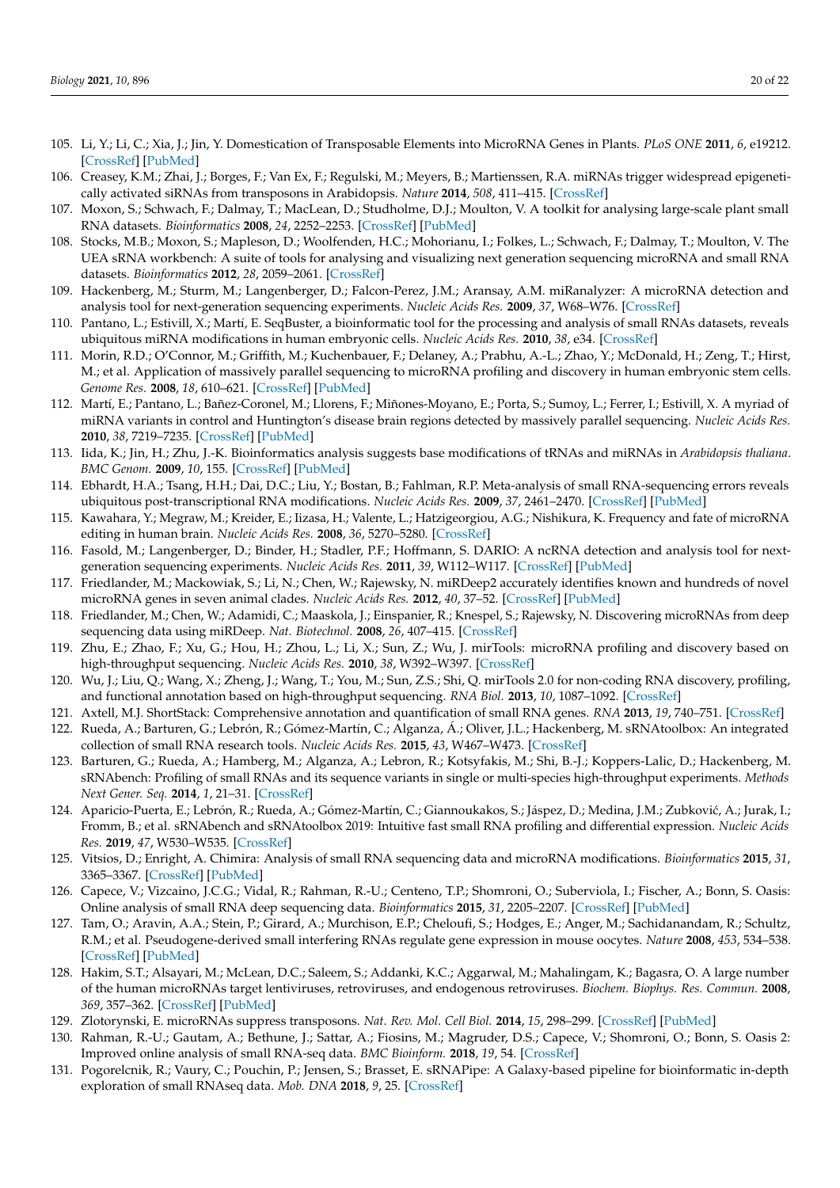105. Li, Y.; Li, C.; Xia, J.; Jin, Y. Domestication of Transposable Elements into MicroRNA Genes in Plants. *PLoS ONE* **2011**, *6*, e19212. [CrossRef] [PubMed]
106. Creasey, K.M.; Zhai, J.; Borges, F.; Van Ex, F.; Regulski, M.; Meyers, B.; Martienssen, R.A. miRNAs trigger widespread epigenetically activated siRNAs from transposons in Arabidopsis. *Nature* **2014**, *508*, 411–415. [CrossRef]
107. Moxon, S.; Schwach, F.; Dalmay, T.; MacLean, D.; Studholme, D.J.; Moulton, V. A toolkit for analysing large-scale plant small RNA datasets. *Bioinformatics* **2008**, *24*, 2252–2253. [CrossRef] [PubMed]
108. Stocks, M.B.; Moxon, S.; Mapleson, D.; Woolfenden, H.C.; Mohorianu, I.; Folkes, L.; Schwach, F.; Dalmay, T.; Moulton, V. The UEA sRNA workbench: A suite of tools for analysing and visualizing next generation sequencing microRNA and small RNA datasets. *Bioinformatics* **2012**, *28*, 2059–2061. [CrossRef]
109. Hackenberg, M.; Sturm, M.; Langenberger, D.; Falcon-Perez, J.M.; Aransay, A.M. miRanalyzer: A microRNA detection and analysis tool for next-generation sequencing experiments. *Nucleic Acids Res.* **2009**, *37*, W68–W76. [CrossRef]
110. Pantano, L.; Estivill, X.; Martí, E. SeqBuster, a bioinformatic tool for the processing and analysis of small RNAs datasets, reveals ubiquitous miRNA modifications in human embryonic cells. *Nucleic Acids Res.* **2010**, *38*, e34. [CrossRef]
111. Morin, R.D.; O'Connor, M.; Griffith, M.; Kuchenbauer, F.; Delaney, A.; Prabhu, A.-L.; Zhao, Y.; McDonald, H.; Zeng, T.; Hirst, M.; et al. Application of massively parallel sequencing to microRNA profiling and discovery in human embryonic stem cells. *Genome Res.* **2008**, *18*, 610–621. [CrossRef] [PubMed]
112. Martí, E.; Pantano, L.; Bañez-Coronel, M.; Llorens, F.; Miñones-Moyano, E.; Porta, S.; Sumoy, L.; Ferrer, I.; Estivill, X. A myriad of miRNA variants in control and Huntington's disease brain regions detected by massively parallel sequencing. *Nucleic Acids Res.* **2010**, *38*, 7219–7235. [CrossRef] [PubMed]
113. Iida, K.; Jin, H.; Zhu, J.-K. Bioinformatics analysis suggests base modifications of tRNAs and miRNAs in *Arabidopsis thaliana*. *BMC Genom.* **2009**, *10*, 155. [CrossRef] [PubMed]
114. Ebhardt, H.A.; Tsang, H.H.; Dai, D.C.; Liu, Y.; Bostan, B.; Fahlman, R.P. Meta-analysis of small RNA-sequencing errors reveals ubiquitous post-transcriptional RNA modifications. *Nucleic Acids Res.* **2009**, *37*, 2461–2470. [CrossRef] [PubMed]
115. Kawahara, Y.; Megraw, M.; Kreider, E.; Iizasa, H.; Valente, L.; Hatzigeorgiou, A.G.; Nishikura, K. Frequency and fate of microRNA editing in human brain. *Nucleic Acids Res.* **2008**, *36*, 5270–5280. [CrossRef]
116. Fasold, M.; Langenberger, D.; Binder, H.; Stadler, P.F.; Hoffmann, S. DARIO: A ncRNA detection and analysis tool for next-generation sequencing experiments. *Nucleic Acids Res.* **2011**, *39*, W112–W117. [CrossRef] [PubMed]
117. Friedlander, M.; Mackowiak, S.; Li, N.; Chen, W.; Rajewsky, N. miRDeep2 accurately identifies known and hundreds of novel microRNA genes in seven animal clades. *Nucleic Acids Res.* **2012**, *40*, 37–52. [CrossRef] [PubMed]
118. Friedlander, M.; Chen, W.; Adamidi, C.; Maaskola, J.; Einspanier, R.; Knespel, S.; Rajewsky, N. Discovering microRNAs from deep sequencing data using miRDeep. *Nat. Biotechnol.* **2008**, *26*, 407–415. [CrossRef]
119. Zhu, E.; Zhao, F.; Xu, G.; Hou, H.; Zhou, L.; Li, X.; Sun, Z.; Wu, J. mirTools: microRNA profiling and discovery based on high-throughput sequencing. *Nucleic Acids Res.* **2010**, *38*, W392–W397. [CrossRef]
120. Wu, J.; Liu, Q.; Wang, X.; Zheng, J.; Wang, T.; You, M.; Sun, Z.S.; Shi, Q. mirTools 2.0 for non-coding RNA discovery, profiling, and functional annotation based on high-throughput sequencing. *RNA Biol.* **2013**, *10*, 1087–1092. [CrossRef]
121. Axtell, M.J. ShortStack: Comprehensive annotation and quantification of small RNA genes. *RNA* **2013**, *19*, 740–751. [CrossRef]
122. Rueda, A.; Barturen, G.; Lebrón, R.; Gómez-Martín, C.; Alganza, Á.; Oliver, J.L.; Hackenberg, M. sRNAtoolbox: An integrated collection of small RNA research tools. *Nucleic Acids Res.* **2015**, *43*, W467–W473. [CrossRef]
123. Barturen, G.; Rueda, A.; Hamberg, M.; Alganza, A.; Lebron, R.; Kotsyfakis, M.; Shi, B.-J.; Koppers-Lalic, D.; Hackenberg, M. sRNAbench: Profiling of small RNAs and its sequence variants in single or multi-species high-throughput experiments. *Methods Next Gener. Seq.* **2014**, *1*, 21–31. [CrossRef]
124. Aparicio-Puerta, E.; Lebrón, R.; Rueda, A.; Gómez-Martín, C.; Giannoukakos, S.; Jáspez, D.; Medina, J.M.; Zubković, A.; Jurak, I.; Fromm, B.; et al. sRNAbench and sRNAtoolbox 2019: Intuitive fast small RNA profiling and differential expression. *Nucleic Acids Res.* **2019**, *47*, W530–W535. [CrossRef]
125. Vitsios, D.; Enright, A. Chimira: Analysis of small RNA sequencing data and microRNA modifications. *Bioinformatics* **2015**, *31*, 3365–3367. [CrossRef] [PubMed]
126. Capece, V.; Vizcaino, J.C.G.; Vidal, R.; Rahman, R.-U.; Centeno, T.P.; Shomroni, O.; Suberviola, I.; Fischer, A.; Bonn, S. Oasis: Online analysis of small RNA deep sequencing data. *Bioinformatics* **2015**, *31*, 2205–2207. [CrossRef] [PubMed]
127. Tam, O.; Aravin, A.A.; Stein, P.; Girard, A.; Murchison, E.P.; Cheloufi, S.; Hodges, E.; Anger, M.; Sachidanandam, R.; Schultz, R.M.; et al. Pseudogene-derived small interfering RNAs regulate gene expression in mouse oocytes. *Nature* **2008**, *453*, 534–538. [CrossRef] [PubMed]
128. Hakim, S.T.; Alsayari, M.; McLean, D.C.; Saleem, S.; Addanki, K.C.; Aggarwal, M.; Mahalingam, K.; Bagasra, O. A large number of the human microRNAs target lentiviruses, retroviruses, and endogenous retroviruses. *Biochem. Biophys. Res. Commun.* **2008**, *369*, 357–362. [CrossRef] [PubMed]
129. Zlotorynski, E. microRNAs suppress transposons. *Nat. Rev. Mol. Cell Biol.* **2014**, *15*, 298–299. [CrossRef] [PubMed]
130. Rahman, R.-U.; Gautam, A.; Bethune, J.; Sattar, A.; Fiosins, M.; Magruder, D.S.; Capece, V.; Shomroni, O.; Bonn, S. Oasis 2: Improved online analysis of small RNA-seq data. *BMC Bioinform.* **2018**, *19*, 54. [CrossRef]
131. Pogorelcnik, R.; Vaury, C.; Pouchin, P.; Jensen, S.; Brasset, E. sRNAPipe: A Galaxy-based pipeline for bioinformatic in-depth exploration of small RNAseq data. *Mob. DNA* **2018**, *9*, 25. [CrossRef]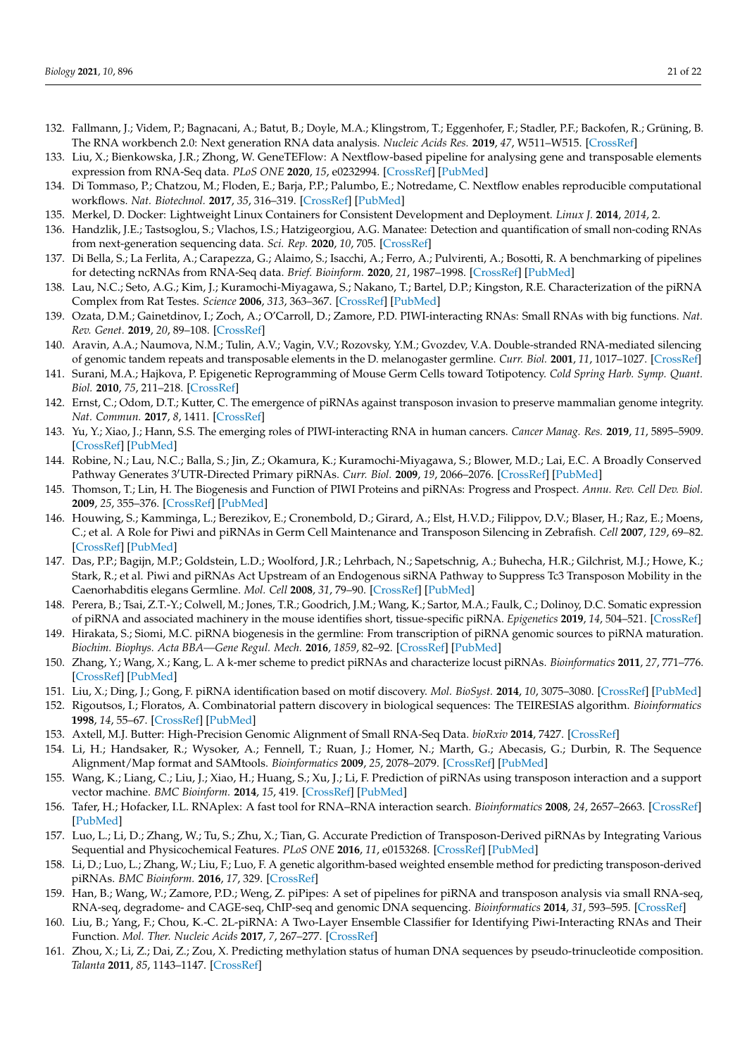132. Fallmann, J.; Videm, P.; Bagnacani, A.; Batut, B.; Doyle, M.A.; Klingstrom, T.; Eggenhofer, F.; Stadler, P.F.; Backofen, R.; Grüning, B. The RNA workbench 2.0: Next generation RNA data analysis. *Nucleic Acids Res.* **2019**, *47*, W511–W515. [CrossRef]
133. Liu, X.; Bienkowska, J.R.; Zhong, W. GeneTEFlow: A Nextflow-based pipeline for analysing gene and transposable elements expression from RNA-Seq data. *PLoS ONE* **2020**, *15*, e0232994. [CrossRef] [PubMed]
134. Di Tommaso, P.; Chatzou, M.; Floden, E.; Barja, P.P.; Palumbo, E.; Notredame, C. Nextflow enables reproducible computational workflows. *Nat. Biotechnol.* **2017**, *35*, 316–319. [CrossRef] [PubMed]
135. Merkel, D. Docker: Lightweight Linux Containers for Consistent Development and Deployment. *Linux J.* **2014**, *2014*, 2.
136. Handzlik, J.E.; Tastsoglou, S.; Vlachos, I.S.; Hatzigeorgiou, A.G. Manatee: Detection and quantification of small non-coding RNAs from next-generation sequencing data. *Sci. Rep.* **2020**, *10*, 705. [CrossRef]
137. Di Bella, S.; La Ferlita, A.; Carapezza, G.; Alaimo, S.; Isacchi, A.; Ferro, A.; Pulvirenti, A.; Bosotti, R. A benchmarking of pipelines for detecting ncRNAs from RNA-Seq data. *Brief. Bioinform.* **2020**, *21*, 1987–1998. [CrossRef] [PubMed]
138. Lau, N.C.; Seto, A.G.; Kim, J.; Kuramochi-Miyagawa, S.; Nakano, T.; Bartel, D.P.; Kingston, R.E. Characterization of the piRNA Complex from Rat Testes. *Science* **2006**, *313*, 363–367. [CrossRef] [PubMed]
139. Ozata, D.M.; Gainetdinov, I.; Zoch, A.; O'Carroll, D.; Zamore, P.D. PIWI-interacting RNAs: Small RNAs with big functions. *Nat. Rev. Genet.* **2019**, *20*, 89–108. [CrossRef]
140. Aravin, A.A.; Naumova, N.M.; Tulin, A.V.; Vagin, V.V.; Rozovsky, Y.M.; Gvozdev, V.A. Double-stranded RNA-mediated silencing of genomic tandem repeats and transposable elements in the D. melanogaster germline. *Curr. Biol.* **2001**, *11*, 1017–1027. [CrossRef]
141. Surani, M.A.; Hajkova, P. Epigenetic Reprogramming of Mouse Germ Cells toward Totipotency. *Cold Spring Harb. Symp. Quant. Biol.* **2010**, *75*, 211–218. [CrossRef]
142. Ernst, C.; Odom, D.T.; Kutter, C. The emergence of piRNAs against transposon invasion to preserve mammalian genome integrity. *Nat. Commun.* **2017**, *8*, 1411. [CrossRef]
143. Yu, Y.; Xiao, J.; Hann, S.S. The emerging roles of PIWI-interacting RNA in human cancers. *Cancer Manag. Res.* **2019**, *11*, 5895–5909. [CrossRef] [PubMed]
144. Robine, N.; Lau, N.C.; Balla, S.; Jin, Z.; Okamura, K.; Kuramochi-Miyagawa, S.; Blower, M.D.; Lai, E.C. A Broadly Conserved Pathway Generates 3'UTR-Directed Primary piRNAs. *Curr. Biol.* **2009**, *19*, 2066–2076. [CrossRef] [PubMed]
145. Thomson, T.; Lin, H. The Biogenesis and Function of PIWI Proteins and piRNAs: Progress and Prospect. *Annu. Rev. Cell Dev. Biol.* **2009**, *25*, 355–376. [CrossRef] [PubMed]
146. Houwing, S.; Kamminga, L.; Berezikov, E.; Cronembold, D.; Girard, A.; Elst, H.V.D.; Filippov, D.V.; Blaser, H.; Raz, E.; Moens, C.; et al. A Role for Piwi and piRNAs in Germ Cell Maintenance and Transposon Silencing in Zebrafish. *Cell* **2007**, *129*, 69–82. [CrossRef] [PubMed]
147. Das, P.P.; Bagijn, M.P.; Goldstein, L.D.; Woolford, J.R.; Lehrbach, N.; Sapetschnig, A.; Buhecha, H.R.; Gilchrist, M.J.; Howe, K.; Stark, R.; et al. Piwi and piRNAs Act Upstream of an Endogenous siRNA Pathway to Suppress Tc3 Transposon Mobility in the Caenorhabditis elegans Germline. *Mol. Cell* **2008**, *31*, 79–90. [CrossRef] [PubMed]
148. Perera, B.; Tsai, Z.T.-Y.; Colwell, M.; Jones, T.R.; Goodrich, J.M.; Wang, K.; Sartor, M.A.; Faulk, C.; Dolinoy, D.C. Somatic expression of piRNA and associated machinery in the mouse identifies short, tissue-specific piRNA. *Epigenetics* **2019**, *14*, 504–521. [CrossRef]
149. Hirakata, S.; Siomi, M.C. piRNA biogenesis in the germline: From transcription of piRNA genomic sources to piRNA maturation. *Biochim. Biophys. Acta BBA—Gene Regul. Mech.* **2016**, *1859*, 82–92. [CrossRef] [PubMed]
150. Zhang, Y.; Wang, X.; Kang, L. A k-mer scheme to predict piRNAs and characterize locust piRNAs. *Bioinformatics* **2011**, *27*, 771–776. [CrossRef] [PubMed]
151. Liu, X.; Ding, J.; Gong, F. piRNA identification based on motif discovery. *Mol. BioSyst.* **2014**, *10*, 3075–3080. [CrossRef] [PubMed]
152. Rigoutsos, I.; Floratos, A. Combinatorial pattern discovery in biological sequences: The TEIRESIAS algorithm. *Bioinformatics* **1998**, *14*, 55–67. [CrossRef] [PubMed]
153. Axtell, M.J. Butter: High-Precision Genomic Alignment of Small RNA-Seq Data. *bioRxiv* **2014**, 7427. [CrossRef]
154. Li, H.; Handsaker, R.; Wysoker, A.; Fennell, T.; Ruan, J.; Homer, N.; Marth, G.; Abecasis, G.; Durbin, R. The Sequence Alignment/Map format and SAMtools. *Bioinformatics* **2009**, *25*, 2078–2079. [CrossRef] [PubMed]
155. Wang, K.; Liang, C.; Liu, J.; Xiao, H.; Huang, S.; Xu, J.; Li, F. Prediction of piRNAs using transposon interaction and a support vector machine. *BMC Bioinform.* **2014**, *15*, 419. [CrossRef] [PubMed]
156. Tafer, H.; Hofacker, I.L. RNAplex: A fast tool for RNA–RNA interaction search. *Bioinformatics* **2008**, *24*, 2657–2663. [CrossRef] [PubMed]
157. Luo, L.; Li, D.; Zhang, W.; Tu, S.; Zhu, X.; Tian, G. Accurate Prediction of Transposon-Derived piRNAs by Integrating Various Sequential and Physicochemical Features. *PLoS ONE* **2016**, *11*, e0153268. [CrossRef] [PubMed]
158. Li, D.; Luo, L.; Zhang, W.; Liu, F.; Luo, F. A genetic algorithm-based weighted ensemble method for predicting transposon-derived piRNAs. *BMC Bioinform.* **2016**, *17*, 329. [CrossRef]
159. Han, B.; Wang, W.; Zamore, P.D.; Weng, Z. piPipes: A set of pipelines for piRNA and transposon analysis via small RNA-seq, RNA-seq, degradome- and CAGE-seq, ChIP-seq and genomic DNA sequencing. *Bioinformatics* **2014**, *31*, 593–595. [CrossRef]
160. Liu, B.; Yang, F.; Chou, K.-C. 2L-piRNA: A Two-Layer Ensemble Classifier for Identifying Piwi-Interacting RNAs and Their Function. *Mol. Ther. Nucleic Acids* **2017**, *7*, 267–277. [CrossRef]
161. Zhou, X.; Li, Z.; Dai, Z.; Zou, X. Predicting methylation status of human DNA sequences by pseudo-trinucleotide composition. *Talanta* **2011**, *85*, 1143–1147. [CrossRef]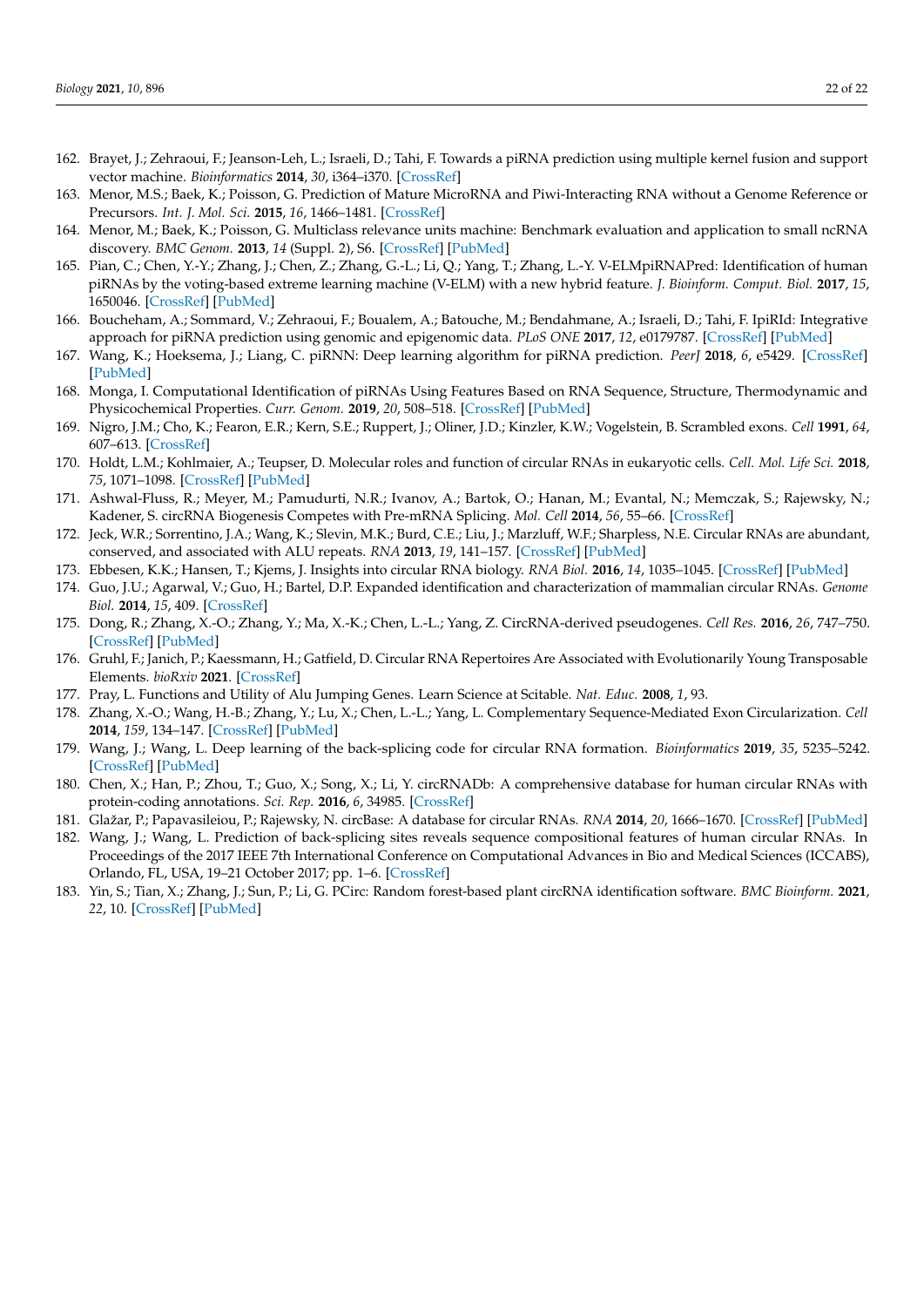162. Brayet, J.; Zehraoui, F.; Jeanson-Leh, L.; Israeli, D.; Tahi, F. Towards a piRNA prediction using multiple kernel fusion and support vector machine. *Bioinformatics* **2014**, *30*, i364–i370. [CrossRef]
163. Menor, M.S.; Baek, K.; Poisson, G. Prediction of Mature MicroRNA and Piwi-Interacting RNA without a Genome Reference or Precursors. *Int. J. Mol. Sci.* **2015**, *16*, 1466–1481. [CrossRef]
164. Menor, M.; Baek, K.; Poisson, G. Multiclass relevance units machine: Benchmark evaluation and application to small ncRNA discovery. *BMC Genom.* **2013**, *14* (Suppl. 2), S6. [CrossRef] [PubMed]
165. Pian, C.; Chen, Y.-Y.; Zhang, J.; Chen, Z.; Zhang, G.-L.; Li, Q.; Yang, T.; Zhang, L.-Y. V-ELMpiRNAPred: Identification of human piRNAs by the voting-based extreme learning machine (V-ELM) with a new hybrid feature. *J. Bioinform. Comput. Biol.* **2017**, *15*, 1650046. [CrossRef] [PubMed]
166. Boucheham, A.; Sommard, V.; Zehraoui, F.; Boualem, A.; Batouche, M.; Bendahmane, A.; Israeli, D.; Tahi, F. IpiRId: Integrative approach for piRNA prediction using genomic and epigenomic data. *PLoS ONE* **2017**, *12*, e0179787. [CrossRef] [PubMed]
167. Wang, K.; Hoeksema, J.; Liang, C. piRNN: Deep learning algorithm for piRNA prediction. *PeerJ* **2018**, *6*, e5429. [CrossRef] [PubMed]
168. Monga, I. Computational Identification of piRNAs Using Features Based on RNA Sequence, Structure, Thermodynamic and Physicochemical Properties. *Curr. Genom.* **2019**, *20*, 508–518. [CrossRef] [PubMed]
169. Nigro, J.M.; Cho, K.; Fearon, E.R.; Kern, S.E.; Ruppert, J.; Oliner, J.D.; Kinzler, K.W.; Vogelstein, B. Scrambled exons. *Cell* **1991**, *64*, 607–613. [CrossRef]
170. Holdt, L.M.; Kohlmaier, A.; Teupser, D. Molecular roles and function of circular RNAs in eukaryotic cells. *Cell. Mol. Life Sci.* **2018**, *75*, 1071–1098. [CrossRef] [PubMed]
171. Ashwal-Fluss, R.; Meyer, M.; Pamudurti, N.R.; Ivanov, A.; Bartok, O.; Hanan, M.; Evantal, N.; Memczak, S.; Rajewsky, N.; Kadener, S. circRNA Biogenesis Competes with Pre-mRNA Splicing. *Mol. Cell* **2014**, *56*, 55–66. [CrossRef]
172. Jeck, W.R.; Sorrentino, J.A.; Wang, K.; Slevin, M.K.; Burd, C.E.; Liu, J.; Marzluff, W.F.; Sharpless, N.E. Circular RNAs are abundant, conserved, and associated with ALU repeats. *RNA* **2013**, *19*, 141–157. [CrossRef] [PubMed]
173. Ebbesen, K.K.; Hansen, T.; Kjems, J. Insights into circular RNA biology. *RNA Biol.* **2016**, *14*, 1035–1045. [CrossRef] [PubMed]
174. Guo, J.U.; Agarwal, V.; Guo, H.; Bartel, D.P. Expanded identification and characterization of mammalian circular RNAs. *Genome Biol.* **2014**, *15*, 409. [CrossRef]
175. Dong, R.; Zhang, X.-O.; Zhang, Y.; Ma, X.-K.; Chen, L.-L.; Yang, Z. CircRNA-derived pseudogenes. *Cell Res.* **2016**, *26*, 747–750. [CrossRef] [PubMed]
176. Gruhl, F.; Janich, P.; Kaessmann, H.; Gatfield, D. Circular RNA Repertoires Are Associated with Evolutionarily Young Transposable Elements. *bioRxiv* **2021**. [CrossRef]
177. Pray, L. Functions and Utility of Alu Jumping Genes. Learn Science at Scitable. *Nat. Educ.* **2008**, *1*, 93.
178. Zhang, X.-O.; Wang, H.-B.; Zhang, Y.; Lu, X.; Chen, L.-L.; Yang, L. Complementary Sequence-Mediated Exon Circularization. *Cell* **2014**, *159*, 134–147. [CrossRef] [PubMed]
179. Wang, J.; Wang, L. Deep learning of the back-splicing code for circular RNA formation. *Bioinformatics* **2019**, *35*, 5235–5242. [CrossRef] [PubMed]
180. Chen, X.; Han, P.; Zhou, T.; Guo, X.; Song, X.; Li, Y. circRNADb: A comprehensive database for human circular RNAs with protein-coding annotations. *Sci. Rep.* **2016**, *6*, 34985. [CrossRef]
181. Glažar, P.; Papavasileiou, P.; Rajewsky, N. circBase: A database for circular RNAs. *RNA* **2014**, *20*, 1666–1670. [CrossRef] [PubMed]
182. Wang, J.; Wang, L. Prediction of back-splicing sites reveals sequence compositional features of human circular RNAs. In Proceedings of the 2017 IEEE 7th International Conference on Computational Advances in Bio and Medical Sciences (ICCABS), Orlando, FL, USA, 19–21 October 2017; pp. 1–6. [CrossRef]
183. Yin, S.; Tian, X.; Zhang, J.; Sun, P.; Li, G. PCirc: Random forest-based plant circRNA identification software. *BMC Bioinform.* **2021**, *22*, 10. [CrossRef] [PubMed]